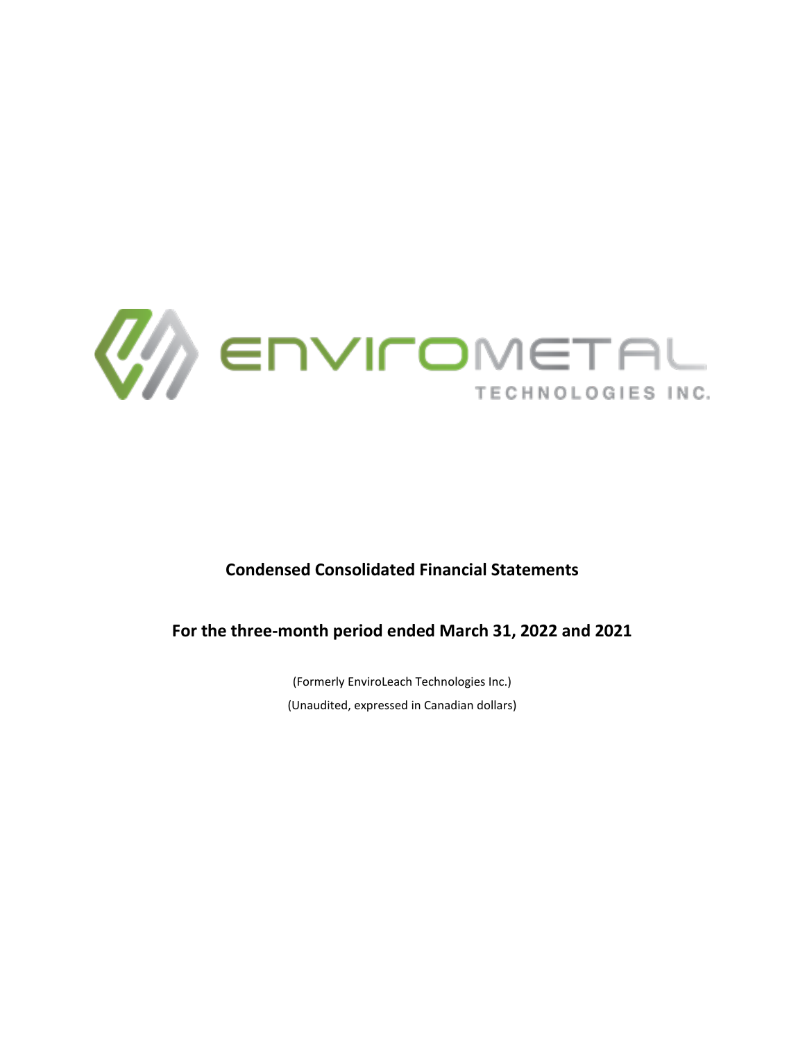ENVIROMETAL TECHNOLOGIES INC.

# Condensed Consolidated Financial Statements

## For the three-month period ended March 31, 2022 and 2021

(Formerly EnviroLeach Technologies Inc.)

(Unaudited, expressed in Canadian dollars)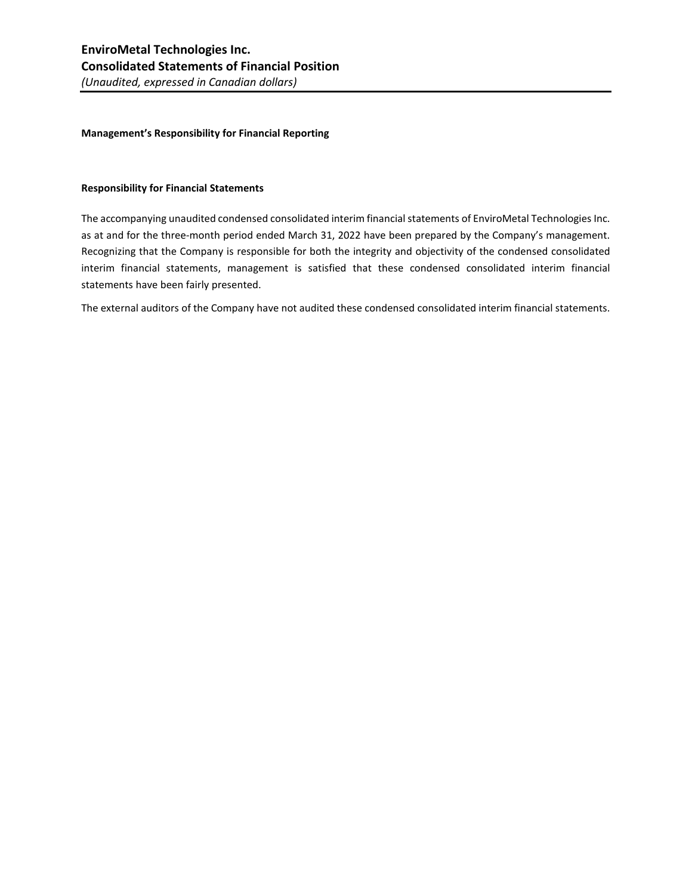**Management's Responsibility for Financial Reporting**

**Responsibility for Financial Statements**

The accompanying unaudited condensed consolidated interim financial statements of EnviroMetal Technologies Inc. as at and for the three-month period ended March 31, 2022 have been prepared by the Company's management. Recognizing that the Company is responsible for both the integrity and objectivity of the condensed consolidated interim financial statements, management is satisfied that these condensed consolidated interim financial statements have been fairly presented.

The external auditors of the Company have not audited these condensed consolidated interim financial statements.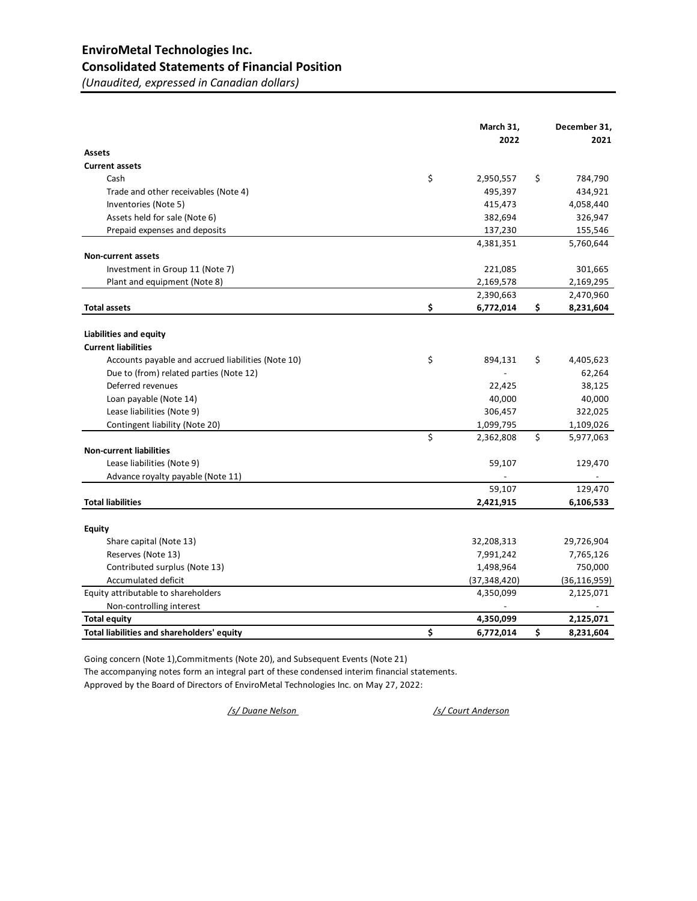# EnviroMetal Technologies Inc.
## Consolidated Statements of Financial Position
*(Unaudited, expressed in Canadian dollars)*

| | March 31, 2022 | December 31, 2021 |
|---|---|---|
| **Assets** | | |
| **Current assets** | | |
| Cash | $ 2,950,557 | $ 784,790 |
| Trade and other receivables (Note 4) | 495,397 | 434,921 |
| Inventories (Note 5) | 415,473 | 4,058,440 |
| Assets held for sale (Note 6) | 382,694 | 326,947 |
| Prepaid expenses and deposits | 137,230 | 155,546 |
| | 4,381,351 | 5,760,644 |
| **Non-current assets** | | |
| Investment in Group 11 (Note 7) | 221,085 | 301,665 |
| Plant and equipment (Note 8) | 2,169,578 | 2,169,295 |
| | 2,390,663 | 2,470,960 |
| **Total assets** | **$ 6,772,014** | **$ 8,231,604** |
| | | |
| **Liabilities and equity** | | |
| **Current liabilities** | | |
| Accounts payable and accrued liabilities (Note 10) | $ 894,131 | $ 4,405,623 |
| Due to (from) related parties (Note 12) | - | 62,264 |
| Deferred revenues | 22,425 | 38,125 |
| Loan payable (Note 14) | 40,000 | 40,000 |
| Lease liabilities (Note 9) | 306,457 | 322,025 |
| Contingent liability (Note 20) | 1,099,795 | 1,109,026 |
| | $ 2,362,808 | $ 5,977,063 |
| **Non-current liabilities** | | |
| Lease liabilities (Note 9) | 59,107 | 129,470 |
| Advance royalty payable (Note 11) | - | - |
| | 59,107 | 129,470 |
| **Total liabilities** | **2,421,915** | **6,106,533** |
| | | |
| **Equity** | | |
| Share capital (Note 13) | 32,208,313 | 29,726,904 |
| Reserves (Note 13) | 7,991,242 | 7,765,126 |
| Contributed surplus (Note 13) | 1,498,964 | 750,000 |
| Accumulated deficit | (37,348,420) | (36,116,959) |
| Equity attributable to shareholders | 4,350,099 | 2,125,071 |
| Non-controlling interest | - | - |
| **Total equity** | **4,350,099** | **2,125,071** |
| **Total liabilities and shareholders' equity** | **$ 6,772,014** | **$ 8,231,604** |

Going concern (Note 1),Commitments (Note 20), and Subsequent Events (Note 21)

The accompanying notes form an integral part of these condensed interim financial statements.

Approved by the Board of Directors of EnviroMetal Technologies Inc. on May 27, 2022:

*/s/ Duane Nelson* *​/s/ Court Anderson*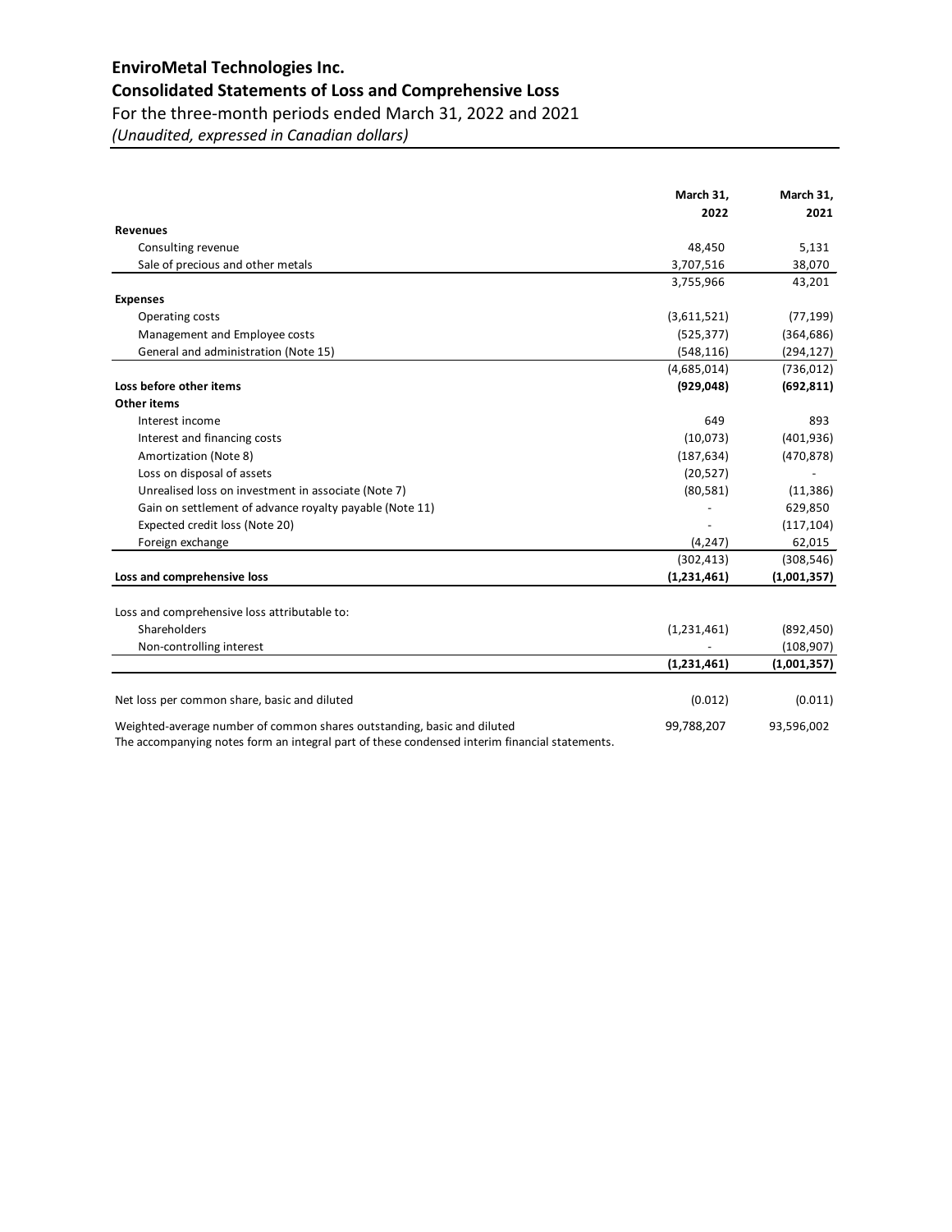# EnviroMetal Technologies Inc.

## Consolidated Statements of Loss and Comprehensive Loss

For the three-month periods ended March 31, 2022 and 2021

*(Unaudited, expressed in Canadian dollars)*

| | March 31, 2022 | March 31, 2021 |
|---|---|---|
| **Revenues** | | |
| Consulting revenue | 48,450 | 5,131 |
| Sale of precious and other metals | 3,707,516 | 38,070 |
| | 3,755,966 | 43,201 |
| **Expenses** | | |
| Operating costs | (3,611,521) | (77,199) |
| Management and Employee costs | (525,377) | (364,686) |
| General and administration (Note 15) | (548,116) | (294,127) |
| | (4,685,014) | (736,012) |
| **Loss before other items** | **(929,048)** | **(692,811)** |
| **Other items** | | |
| Interest income | 649 | 893 |
| Interest and financing costs | (10,073) | (401,936) |
| Amortization (Note 8) | (187,634) | (470,878) |
| Loss on disposal of assets | (20,527) | - |
| Unrealised loss on investment in associate (Note 7) | (80,581) | (11,386) |
| Gain on settlement of advance royalty payable (Note 11) | - | 629,850 |
| Expected credit loss (Note 20) | - | (117,104) |
| Foreign exchange | (4,247) | 62,015 |
| | (302,413) | (308,546) |
| **Loss and comprehensive loss** | **(1,231,461)** | **(1,001,357)** |
| | | |
| Loss and comprehensive loss attributable to: | | |
| Shareholders | (1,231,461) | (892,450) |
| Non-controlling interest | - | (108,907) |
| | **(1,231,461)** | **(1,001,357)** |
| | | |
| Net loss per common share, basic and diluted | (0.012) | (0.011) |
| Weighted-average number of common shares outstanding, basic and diluted | 99,788,207 | 93,596,002 |

The accompanying notes form an integral part of these condensed interim financial statements.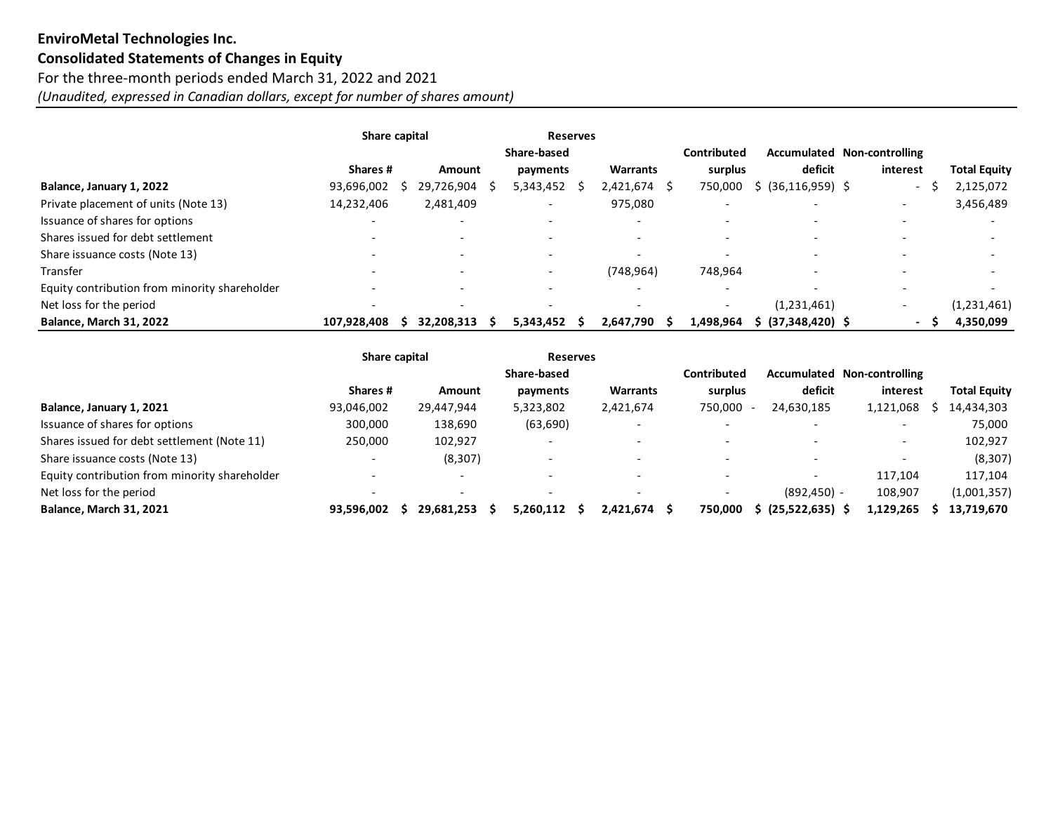**EnviroMetal Technologies Inc.**
**Consolidated Statements of Changes in Equity**
For the three-month periods ended March 31, 2022 and 2021
*(Unaudited, expressed in Canadian dollars, except for number of shares amount)*

| | Share capital | | Reserves | | | | | |
|---|---|---|---|---|---|---|---|---|
| | Shares # | Amount | Share-based payments | Warrants | Contributed surplus | Accumulated deficit | Non-controlling interest | Total Equity |
| **Balance, January 1, 2022** | 93,696,002 | $ 29,726,904 | $ 5,343,452 | $ 2,421,674 | $ 750,000 | $ (36,116,959) | $ - | $ 2,125,072 |
| Private placement of units (Note 13) | 14,232,406 | 2,481,409 | - | 975,080 | - | - | - | 3,456,489 |
| Issuance of shares for options | - | - | - | - | - | - | - | - |
| Shares issued for debt settlement | - | - | - | - | - | - | - | - |
| Share issuance costs (Note 13) | - | - | - | - | - | - | - | - |
| Transfer | - | - | - | (748,964) | 748,964 | - | - | - |
| Equity contribution from minority shareholder | - | - | - | - | - | - | - | - |
| Net loss for the period | - | - | - | - | - | (1,231,461) | - | (1,231,461) |
| **Balance, March 31, 2022** | **107,928,408** | **$ 32,208,313** | **$ 5,343,452** | **$ 2,647,790** | **$ 1,498,964** | **$ (37,348,420)** | **$ -** | **$ 4,350,099** |

| | Share capital | | Reserves | | | | | |
|---|---|---|---|---|---|---|---|---|
| | Shares # | Amount | Share-based payments | Warrants | Contributed surplus | Accumulated deficit | Non-controlling interest | Total Equity |
| **Balance, January 1, 2021** | 93,046,002 | 29,447,944 | 5,323,802 | 2,421,674 | 750,000 | - 24,630,185 | 1,121,068 | $ 14,434,303 |
| Issuance of shares for options | 300,000 | 138,690 | (63,690) | - | - | - | - | 75,000 |
| Shares issued for debt settlement (Note 11) | 250,000 | 102,927 | - | - | - | - | - | 102,927 |
| Share issuance costs (Note 13) | - | (8,307) | - | - | - | - | - | (8,307) |
| Equity contribution from minority shareholder | - | - | - | - | - | - | 117,104 | 117,104 |
| Net loss for the period | - | - | - | - | - | (892,450) | - 108,907 | (1,001,357) |
| **Balance, March 31, 2021** | **93,596,002** | **$ 29,681,253** | **$ 5,260,112** | **$ 2,421,674** | **$ 750,000** | **$ (25,522,635)** | **$ 1,129,265** | **$ 13,719,670** |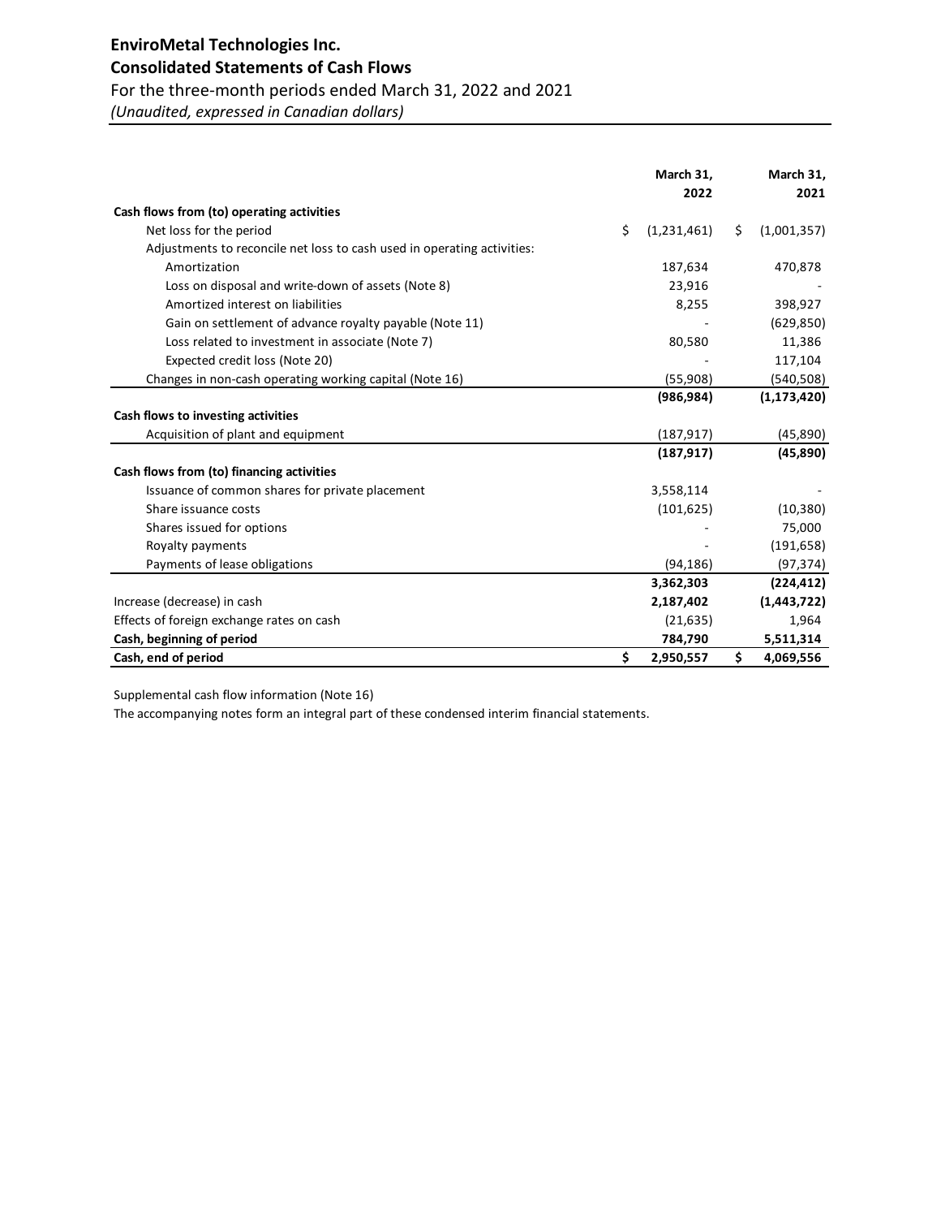# EnviroMetal Technologies Inc.

## Consolidated Statements of Cash Flows

For the three-month periods ended March 31, 2022 and 2021

*(Unaudited, expressed in Canadian dollars)*

| | March 31, 2022 | March 31, 2021 |
|---|---|---|
| **Cash flows from (to) operating activities** | | |
| Net loss for the period | $ (1,231,461) | $ (1,001,357) |
| Adjustments to reconcile net loss to cash used in operating activities: | | |
| Amortization | 187,634 | 470,878 |
| Loss on disposal and write-down of assets (Note 8) | 23,916 | - |
| Amortized interest on liabilities | 8,255 | 398,927 |
| Gain on settlement of advance royalty payable (Note 11) | - | (629,850) |
| Loss related to investment in associate (Note 7) | 80,580 | 11,386 |
| Expected credit loss (Note 20) | - | 117,104 |
| Changes in non-cash operating working capital (Note 16) | (55,908) | (540,508) |
| | **(986,984)** | **(1,173,420)** |
| **Cash flows to investing activities** | | |
| Acquisition of plant and equipment | (187,917) | (45,890) |
| | **(187,917)** | **(45,890)** |
| **Cash flows from (to) financing activities** | | |
| Issuance of common shares for private placement | 3,558,114 | - |
| Share issuance costs | (101,625) | (10,380) |
| Shares issued for options | - | 75,000 |
| Royalty payments | - | (191,658) |
| Payments of lease obligations | (94,186) | (97,374) |
| | **3,362,303** | **(224,412)** |
| Increase (decrease) in cash | **2,187,402** | **(1,443,722)** |
| Effects of foreign exchange rates on cash | (21,635) | 1,964 |
| **Cash, beginning of period** | **784,790** | **5,511,314** |
| **Cash, end of period** | **$ 2,950,557** | **$ 4,069,556** |

Supplemental cash flow information (Note 16)

The accompanying notes form an integral part of these condensed interim financial statements.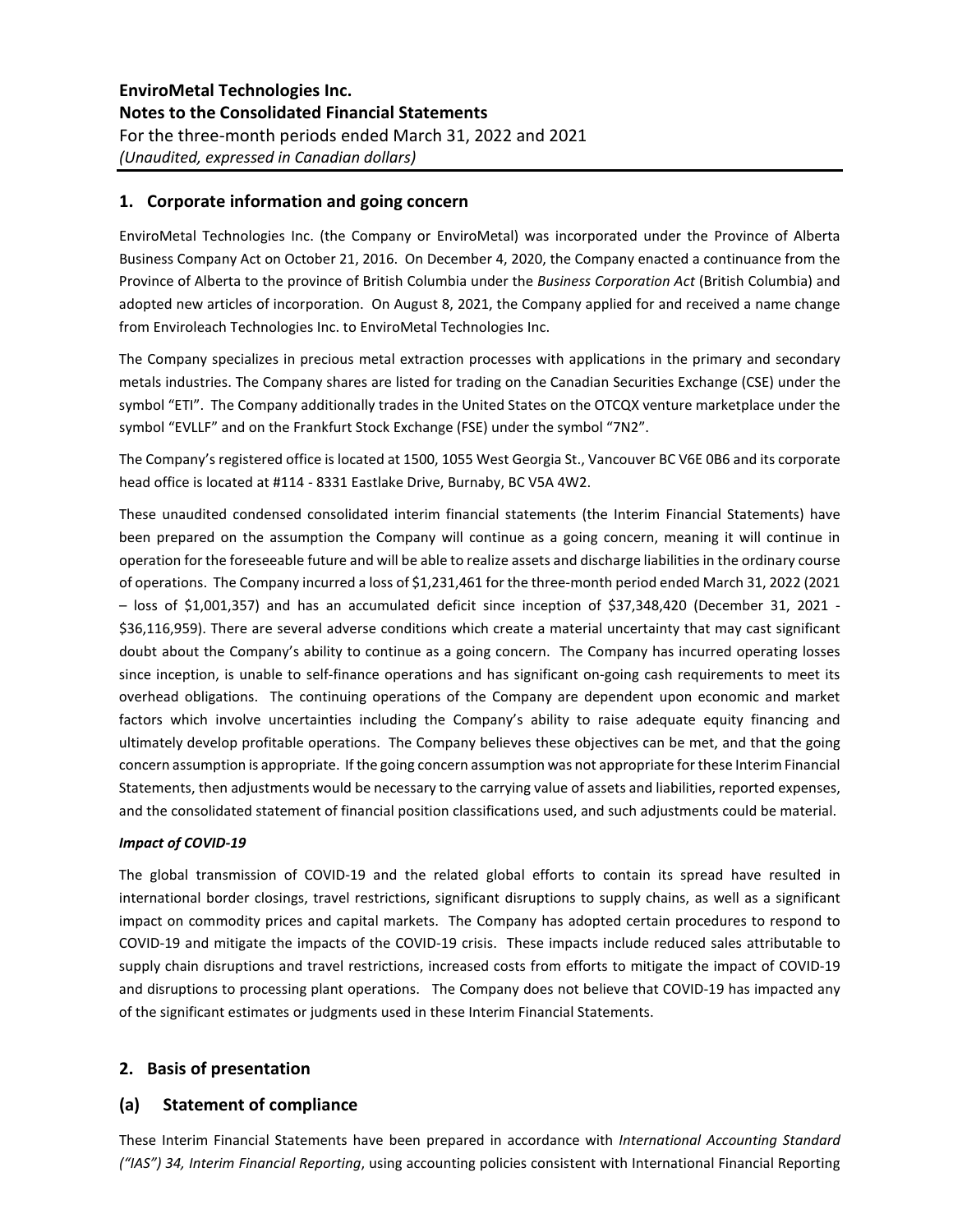# 1. Corporate information and going concern

EnviroMetal Technologies Inc. (the Company or EnviroMetal) was incorporated under the Province of Alberta Business Company Act on October 21, 2016. On December 4, 2020, the Company enacted a continuance from the Province of Alberta to the province of British Columbia under the *Business Corporation Act* (British Columbia) and adopted new articles of incorporation. On August 8, 2021, the Company applied for and received a name change from Enviroleach Technologies Inc. to EnviroMetal Technologies Inc.

The Company specializes in precious metal extraction processes with applications in the primary and secondary metals industries. The Company shares are listed for trading on the Canadian Securities Exchange (CSE) under the symbol "ETI". The Company additionally trades in the United States on the OTCQX venture marketplace under the symbol "EVLLF" and on the Frankfurt Stock Exchange (FSE) under the symbol "7N2".

The Company's registered office is located at 1500, 1055 West Georgia St., Vancouver BC V6E 0B6 and its corporate head office is located at #114 - 8331 Eastlake Drive, Burnaby, BC V5A 4W2.

These unaudited condensed consolidated interim financial statements (the Interim Financial Statements) have been prepared on the assumption the Company will continue as a going concern, meaning it will continue in operation for the foreseeable future and will be able to realize assets and discharge liabilities in the ordinary course of operations. The Company incurred a loss of $1,231,461 for the three-month period ended March 31, 2022 (2021 – loss of $1,001,357) and has an accumulated deficit since inception of $37,348,420 (December 31, 2021 - $36,116,959). There are several adverse conditions which create a material uncertainty that may cast significant doubt about the Company's ability to continue as a going concern. The Company has incurred operating losses since inception, is unable to self-finance operations and has significant on-going cash requirements to meet its overhead obligations. The continuing operations of the Company are dependent upon economic and market factors which involve uncertainties including the Company's ability to raise adequate equity financing and ultimately develop profitable operations. The Company believes these objectives can be met, and that the going concern assumption is appropriate. If the going concern assumption was not appropriate for these Interim Financial Statements, then adjustments would be necessary to the carrying value of assets and liabilities, reported expenses, and the consolidated statement of financial position classifications used, and such adjustments could be material.

***Impact of COVID-19***

The global transmission of COVID-19 and the related global efforts to contain its spread have resulted in international border closings, travel restrictions, significant disruptions to supply chains, as well as a significant impact on commodity prices and capital markets. The Company has adopted certain procedures to respond to COVID-19 and mitigate the impacts of the COVID-19 crisis. These impacts include reduced sales attributable to supply chain disruptions and travel restrictions, increased costs from efforts to mitigate the impact of COVID-19 and disruptions to processing plant operations. The Company does not believe that COVID-19 has impacted any of the significant estimates or judgments used in these Interim Financial Statements.

# 2. Basis of presentation

## (a) Statement of compliance

These Interim Financial Statements have been prepared in accordance with *International Accounting Standard ("IAS") 34, Interim Financial Reporting*, using accounting policies consistent with International Financial Reporting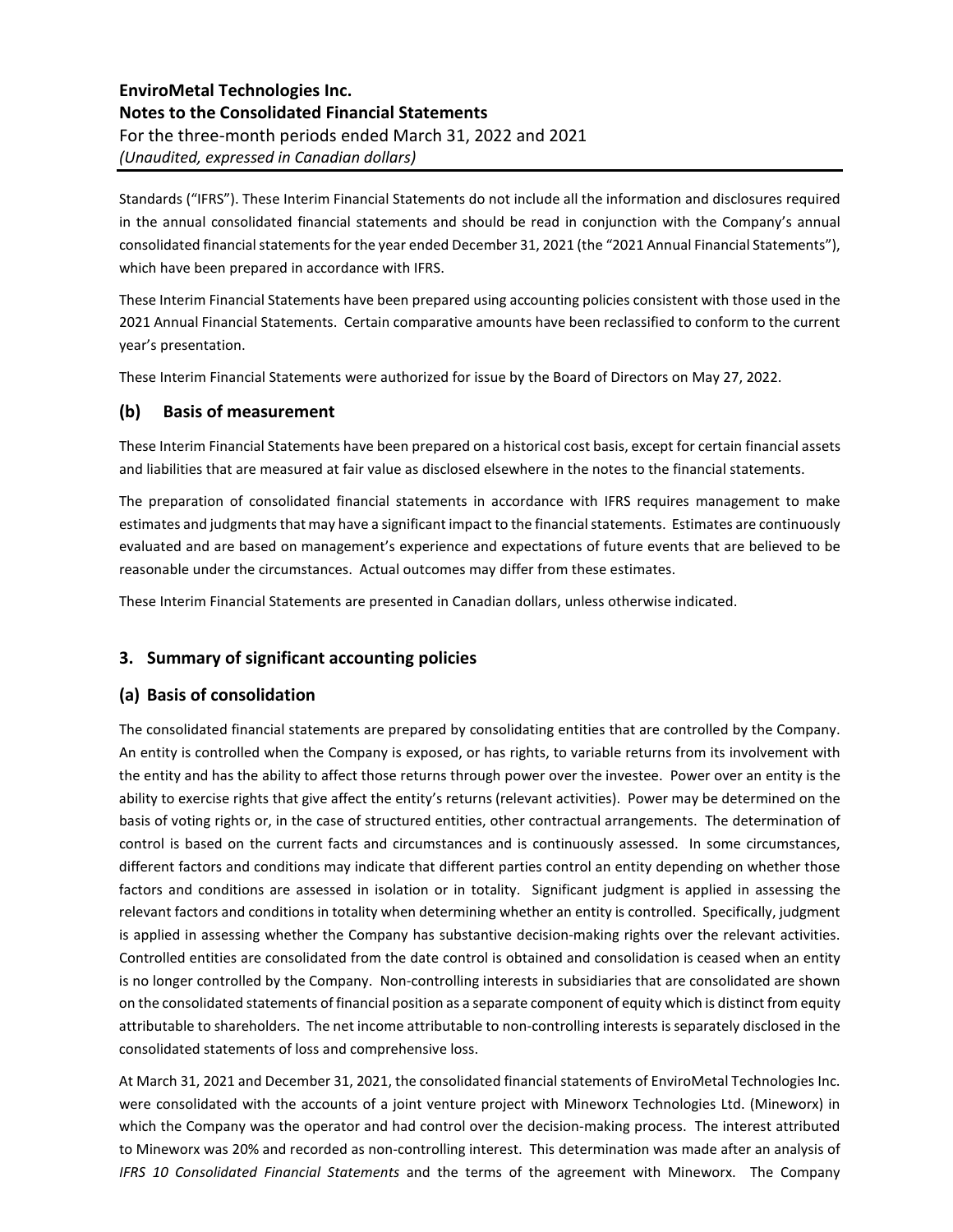Standards ("IFRS"). These Interim Financial Statements do not include all the information and disclosures required in the annual consolidated financial statements and should be read in conjunction with the Company's annual consolidated financial statements for the year ended December 31, 2021 (the "2021 Annual Financial Statements"), which have been prepared in accordance with IFRS.

These Interim Financial Statements have been prepared using accounting policies consistent with those used in the 2021 Annual Financial Statements. Certain comparative amounts have been reclassified to conform to the current year's presentation.

These Interim Financial Statements were authorized for issue by the Board of Directors on May 27, 2022.

### (b) Basis of measurement

These Interim Financial Statements have been prepared on a historical cost basis, except for certain financial assets and liabilities that are measured at fair value as disclosed elsewhere in the notes to the financial statements.

The preparation of consolidated financial statements in accordance with IFRS requires management to make estimates and judgments that may have a significant impact to the financial statements. Estimates are continuously evaluated and are based on management's experience and expectations of future events that are believed to be reasonable under the circumstances. Actual outcomes may differ from these estimates.

These Interim Financial Statements are presented in Canadian dollars, unless otherwise indicated.

## 3. Summary of significant accounting policies

### (a) Basis of consolidation

The consolidated financial statements are prepared by consolidating entities that are controlled by the Company. An entity is controlled when the Company is exposed, or has rights, to variable returns from its involvement with the entity and has the ability to affect those returns through power over the investee. Power over an entity is the ability to exercise rights that give affect the entity's returns (relevant activities). Power may be determined on the basis of voting rights or, in the case of structured entities, other contractual arrangements. The determination of control is based on the current facts and circumstances and is continuously assessed. In some circumstances, different factors and conditions may indicate that different parties control an entity depending on whether those factors and conditions are assessed in isolation or in totality. Significant judgment is applied in assessing the relevant factors and conditions in totality when determining whether an entity is controlled. Specifically, judgment is applied in assessing whether the Company has substantive decision-making rights over the relevant activities. Controlled entities are consolidated from the date control is obtained and consolidation is ceased when an entity is no longer controlled by the Company. Non-controlling interests in subsidiaries that are consolidated are shown on the consolidated statements of financial position as a separate component of equity which is distinct from equity attributable to shareholders. The net income attributable to non-controlling interests is separately disclosed in the consolidated statements of loss and comprehensive loss.

At March 31, 2021 and December 31, 2021, the consolidated financial statements of EnviroMetal Technologies Inc. were consolidated with the accounts of a joint venture project with Mineworx Technologies Ltd. (Mineworx) in which the Company was the operator and had control over the decision-making process. The interest attributed to Mineworx was 20% and recorded as non-controlling interest. This determination was made after an analysis of *IFRS 10 Consolidated Financial Statements* and the terms of the agreement with Mineworx. The Company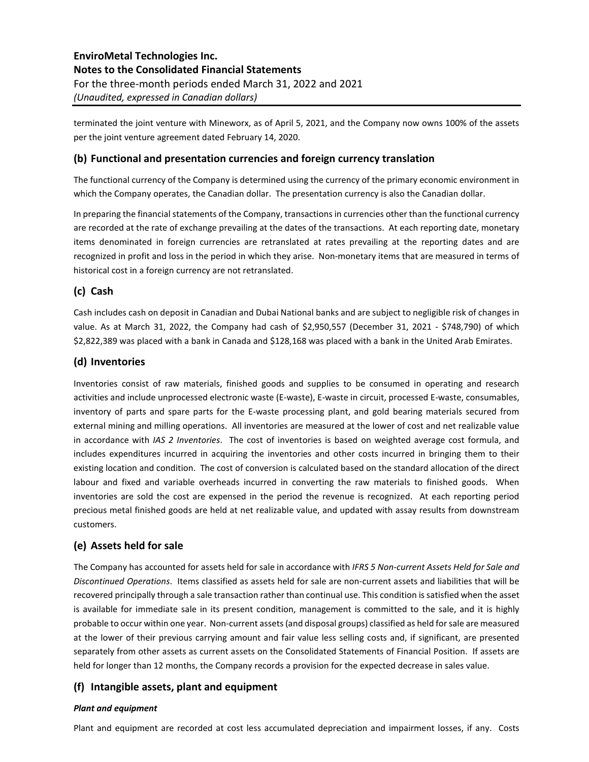terminated the joint venture with Mineworx, as of April 5, 2021, and the Company now owns 100% of the assets per the joint venture agreement dated February 14, 2020.

## (b) Functional and presentation currencies and foreign currency translation

The functional currency of the Company is determined using the currency of the primary economic environment in which the Company operates, the Canadian dollar. The presentation currency is also the Canadian dollar.

In preparing the financial statements of the Company, transactions in currencies other than the functional currency are recorded at the rate of exchange prevailing at the dates of the transactions. At each reporting date, monetary items denominated in foreign currencies are retranslated at rates prevailing at the reporting dates and are recognized in profit and loss in the period in which they arise. Non-monetary items that are measured in terms of historical cost in a foreign currency are not retranslated.

## (c) Cash

Cash includes cash on deposit in Canadian and Dubai National banks and are subject to negligible risk of changes in value. As at March 31, 2022, the Company had cash of $2,950,557 (December 31, 2021 - $748,790) of which $2,822,389 was placed with a bank in Canada and $128,168 was placed with a bank in the United Arab Emirates.

## (d) Inventories

Inventories consist of raw materials, finished goods and supplies to be consumed in operating and research activities and include unprocessed electronic waste (E-waste), E-waste in circuit, processed E-waste, consumables, inventory of parts and spare parts for the E-waste processing plant, and gold bearing materials secured from external mining and milling operations. All inventories are measured at the lower of cost and net realizable value in accordance with *IAS 2 Inventories*. The cost of inventories is based on weighted average cost formula, and includes expenditures incurred in acquiring the inventories and other costs incurred in bringing them to their existing location and condition. The cost of conversion is calculated based on the standard allocation of the direct labour and fixed and variable overheads incurred in converting the raw materials to finished goods. When inventories are sold the cost are expensed in the period the revenue is recognized. At each reporting period precious metal finished goods are held at net realizable value, and updated with assay results from downstream customers.

## (e) Assets held for sale

The Company has accounted for assets held for sale in accordance with *IFRS 5 Non-current Assets Held for Sale and Discontinued Operations*. Items classified as assets held for sale are non-current assets and liabilities that will be recovered principally through a sale transaction rather than continual use. This condition is satisfied when the asset is available for immediate sale in its present condition, management is committed to the sale, and it is highly probable to occur within one year. Non-current assets (and disposal groups) classified as held for sale are measured at the lower of their previous carrying amount and fair value less selling costs and, if significant, are presented separately from other assets as current assets on the Consolidated Statements of Financial Position. If assets are held for longer than 12 months, the Company records a provision for the expected decrease in sales value.

## (f) Intangible assets, plant and equipment

***Plant and equipment***

Plant and equipment are recorded at cost less accumulated depreciation and impairment losses, if any. Costs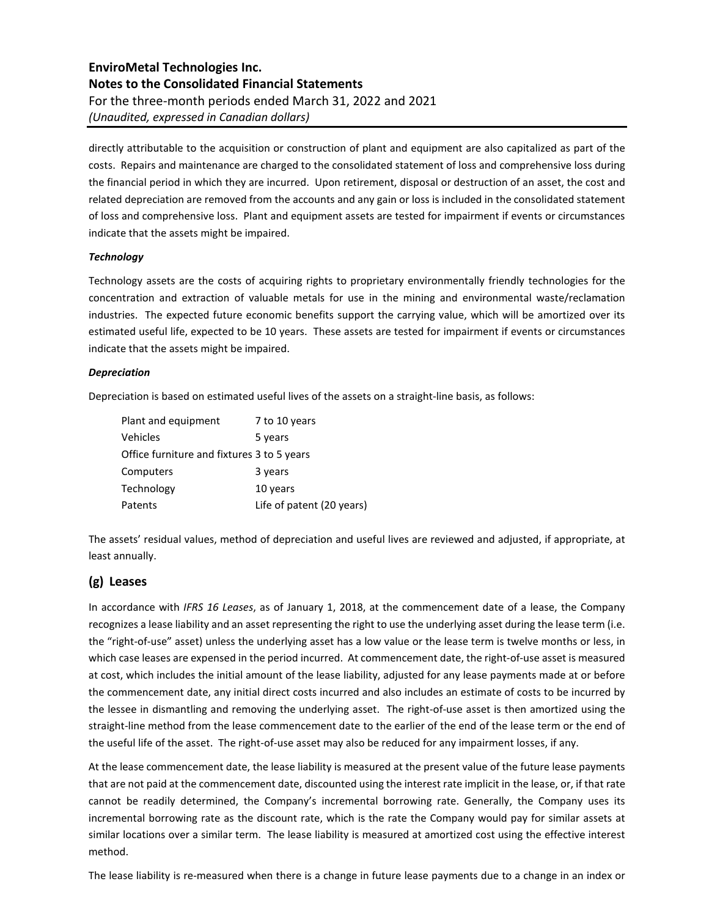directly attributable to the acquisition or construction of plant and equipment are also capitalized as part of the costs. Repairs and maintenance are charged to the consolidated statement of loss and comprehensive loss during the financial period in which they are incurred. Upon retirement, disposal or destruction of an asset, the cost and related depreciation are removed from the accounts and any gain or loss is included in the consolidated statement of loss and comprehensive loss. Plant and equipment assets are tested for impairment if events or circumstances indicate that the assets might be impaired.

***Technology***

Technology assets are the costs of acquiring rights to proprietary environmentally friendly technologies for the concentration and extraction of valuable metals for use in the mining and environmental waste/reclamation industries. The expected future economic benefits support the carrying value, which will be amortized over its estimated useful life, expected to be 10 years. These assets are tested for impairment if events or circumstances indicate that the assets might be impaired.

***Depreciation***

Depreciation is based on estimated useful lives of the assets on a straight-line basis, as follows:

| | |
|---|---|
| Plant and equipment | 7 to 10 years |
| Vehicles | 5 years |
| Office furniture and fixtures | 3 to 5 years |
| Computers | 3 years |
| Technology | 10 years |
| Patents | Life of patent (20 years) |

The assets' residual values, method of depreciation and useful lives are reviewed and adjusted, if appropriate, at least annually.

## (g) Leases

In accordance with *IFRS 16 Leases*, as of January 1, 2018, at the commencement date of a lease, the Company recognizes a lease liability and an asset representing the right to use the underlying asset during the lease term (i.e. the "right-of-use" asset) unless the underlying asset has a low value or the lease term is twelve months or less, in which case leases are expensed in the period incurred. At commencement date, the right-of-use asset is measured at cost, which includes the initial amount of the lease liability, adjusted for any lease payments made at or before the commencement date, any initial direct costs incurred and also includes an estimate of costs to be incurred by the lessee in dismantling and removing the underlying asset. The right-of-use asset is then amortized using the straight-line method from the lease commencement date to the earlier of the end of the lease term or the end of the useful life of the asset. The right-of-use asset may also be reduced for any impairment losses, if any.

At the lease commencement date, the lease liability is measured at the present value of the future lease payments that are not paid at the commencement date, discounted using the interest rate implicit in the lease, or, if that rate cannot be readily determined, the Company's incremental borrowing rate. Generally, the Company uses its incremental borrowing rate as the discount rate, which is the rate the Company would pay for similar assets at similar locations over a similar term. The lease liability is measured at amortized cost using the effective interest method.

The lease liability is re-measured when there is a change in future lease payments due to a change in an index or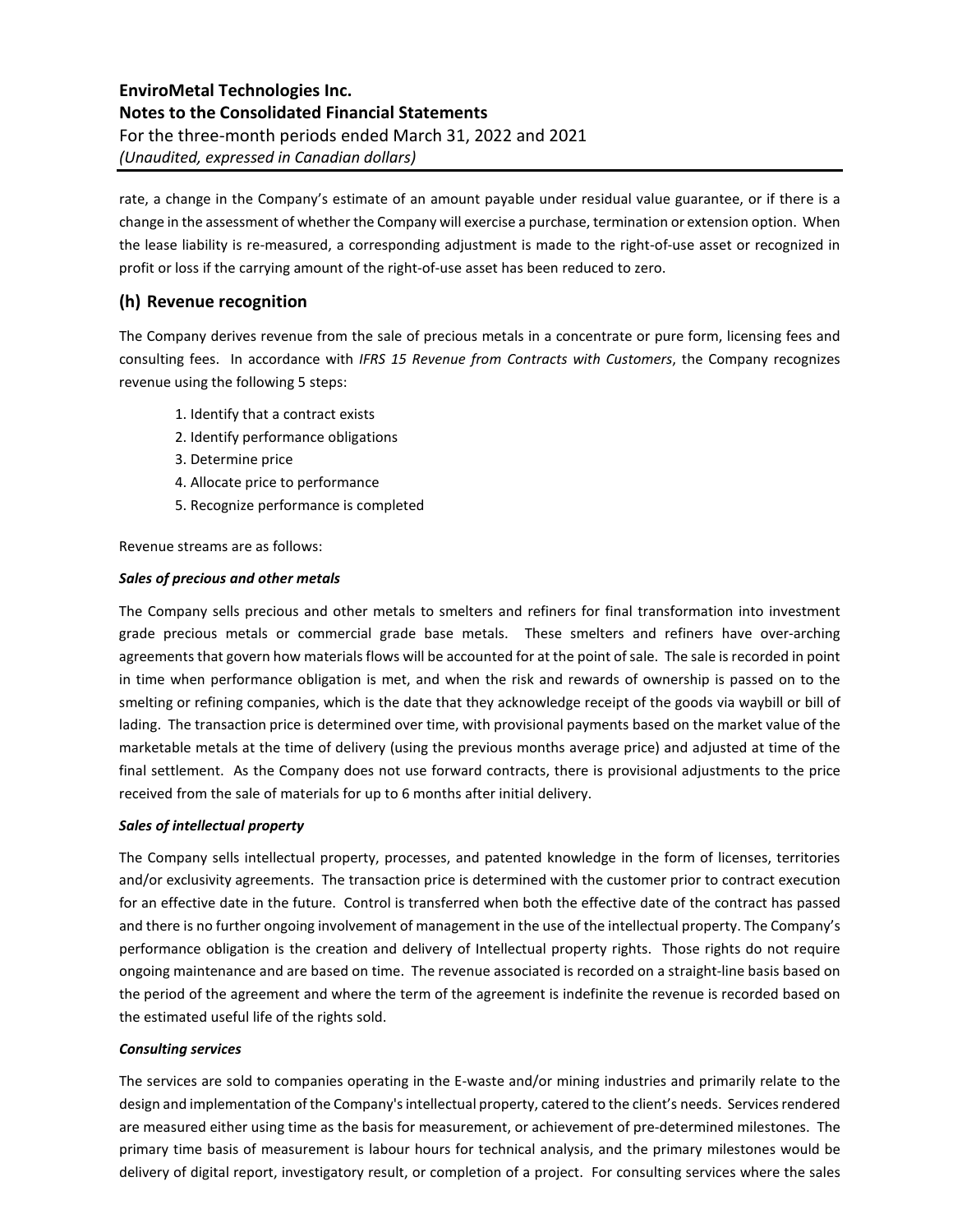rate, a change in the Company's estimate of an amount payable under residual value guarantee, or if there is a change in the assessment of whether the Company will exercise a purchase, termination or extension option. When the lease liability is re-measured, a corresponding adjustment is made to the right-of-use asset or recognized in profit or loss if the carrying amount of the right-of-use asset has been reduced to zero.

## (h) Revenue recognition

The Company derives revenue from the sale of precious metals in a concentrate or pure form, licensing fees and consulting fees. In accordance with *IFRS 15 Revenue from Contracts with Customers*, the Company recognizes revenue using the following 5 steps:

1. Identify that a contract exists
2. Identify performance obligations
3. Determine price
4. Allocate price to performance
5. Recognize performance is completed

Revenue streams are as follows:

***Sales of precious and other metals***

The Company sells precious and other metals to smelters and refiners for final transformation into investment grade precious metals or commercial grade base metals. These smelters and refiners have over-arching agreements that govern how materials flows will be accounted for at the point of sale. The sale is recorded in point in time when performance obligation is met, and when the risk and rewards of ownership is passed on to the smelting or refining companies, which is the date that they acknowledge receipt of the goods via waybill or bill of lading. The transaction price is determined over time, with provisional payments based on the market value of the marketable metals at the time of delivery (using the previous months average price) and adjusted at time of the final settlement. As the Company does not use forward contracts, there is provisional adjustments to the price received from the sale of materials for up to 6 months after initial delivery.

***Sales of intellectual property***

The Company sells intellectual property, processes, and patented knowledge in the form of licenses, territories and/or exclusivity agreements. The transaction price is determined with the customer prior to contract execution for an effective date in the future. Control is transferred when both the effective date of the contract has passed and there is no further ongoing involvement of management in the use of the intellectual property. The Company's performance obligation is the creation and delivery of Intellectual property rights. Those rights do not require ongoing maintenance and are based on time. The revenue associated is recorded on a straight-line basis based on the period of the agreement and where the term of the agreement is indefinite the revenue is recorded based on the estimated useful life of the rights sold.

***Consulting services***

The services are sold to companies operating in the E-waste and/or mining industries and primarily relate to the design and implementation of the Company's intellectual property, catered to the client's needs. Services rendered are measured either using time as the basis for measurement, or achievement of pre-determined milestones. The primary time basis of measurement is labour hours for technical analysis, and the primary milestones would be delivery of digital report, investigatory result, or completion of a project. For consulting services where the sales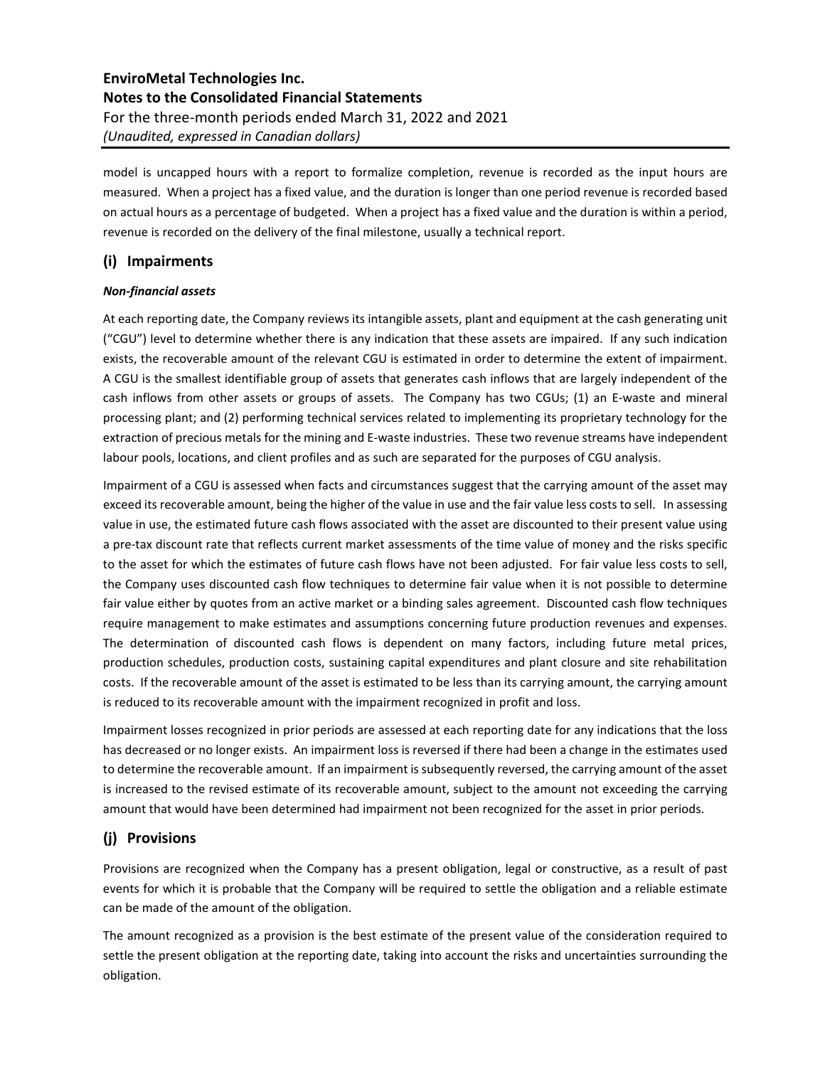model is uncapped hours with a report to formalize completion, revenue is recorded as the input hours are measured. When a project has a fixed value, and the duration is longer than one period revenue is recorded based on actual hours as a percentage of budgeted. When a project has a fixed value and the duration is within a period, revenue is recorded on the delivery of the final milestone, usually a technical report.

## (i) Impairments

***Non-financial assets***

At each reporting date, the Company reviews its intangible assets, plant and equipment at the cash generating unit ("CGU") level to determine whether there is any indication that these assets are impaired. If any such indication exists, the recoverable amount of the relevant CGU is estimated in order to determine the extent of impairment. A CGU is the smallest identifiable group of assets that generates cash inflows that are largely independent of the cash inflows from other assets or groups of assets. The Company has two CGUs; (1) an E-waste and mineral processing plant; and (2) performing technical services related to implementing its proprietary technology for the extraction of precious metals for the mining and E-waste industries. These two revenue streams have independent labour pools, locations, and client profiles and as such are separated for the purposes of CGU analysis.

Impairment of a CGU is assessed when facts and circumstances suggest that the carrying amount of the asset may exceed its recoverable amount, being the higher of the value in use and the fair value less costs to sell. In assessing value in use, the estimated future cash flows associated with the asset are discounted to their present value using a pre-tax discount rate that reflects current market assessments of the time value of money and the risks specific to the asset for which the estimates of future cash flows have not been adjusted. For fair value less costs to sell, the Company uses discounted cash flow techniques to determine fair value when it is not possible to determine fair value either by quotes from an active market or a binding sales agreement. Discounted cash flow techniques require management to make estimates and assumptions concerning future production revenues and expenses. The determination of discounted cash flows is dependent on many factors, including future metal prices, production schedules, production costs, sustaining capital expenditures and plant closure and site rehabilitation costs. If the recoverable amount of the asset is estimated to be less than its carrying amount, the carrying amount is reduced to its recoverable amount with the impairment recognized in profit and loss.

Impairment losses recognized in prior periods are assessed at each reporting date for any indications that the loss has decreased or no longer exists. An impairment loss is reversed if there had been a change in the estimates used to determine the recoverable amount. If an impairment is subsequently reversed, the carrying amount of the asset is increased to the revised estimate of its recoverable amount, subject to the amount not exceeding the carrying amount that would have been determined had impairment not been recognized for the asset in prior periods.

## (j) Provisions

Provisions are recognized when the Company has a present obligation, legal or constructive, as a result of past events for which it is probable that the Company will be required to settle the obligation and a reliable estimate can be made of the amount of the obligation.

The amount recognized as a provision is the best estimate of the present value of the consideration required to settle the present obligation at the reporting date, taking into account the risks and uncertainties surrounding the obligation.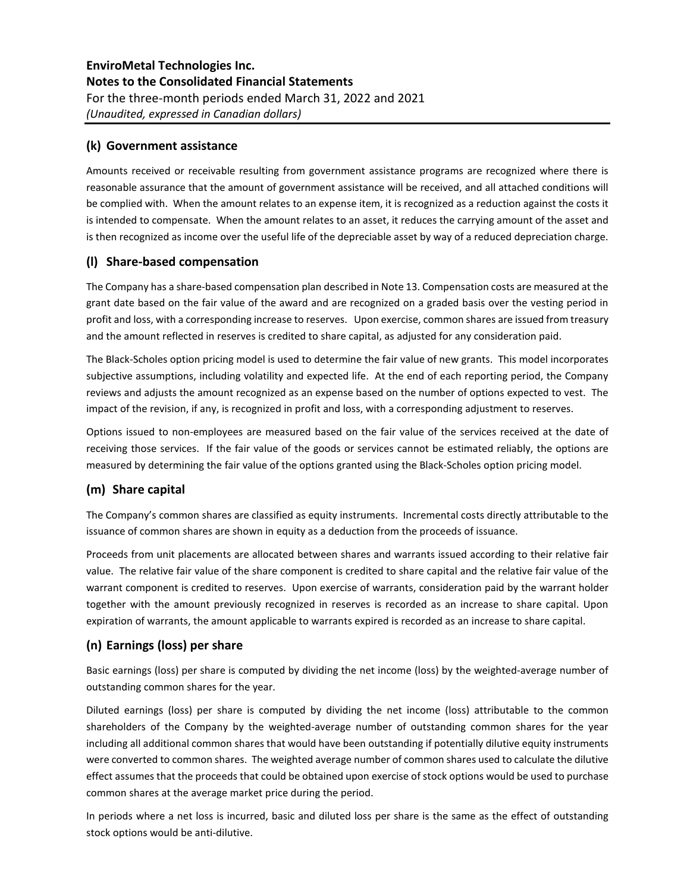### (k) Government assistance

Amounts received or receivable resulting from government assistance programs are recognized where there is reasonable assurance that the amount of government assistance will be received, and all attached conditions will be complied with. When the amount relates to an expense item, it is recognized as a reduction against the costs it is intended to compensate. When the amount relates to an asset, it reduces the carrying amount of the asset and is then recognized as income over the useful life of the depreciable asset by way of a reduced depreciation charge.

### (l) Share-based compensation

The Company has a share-based compensation plan described in Note 13. Compensation costs are measured at the grant date based on the fair value of the award and are recognized on a graded basis over the vesting period in profit and loss, with a corresponding increase to reserves. Upon exercise, common shares are issued from treasury and the amount reflected in reserves is credited to share capital, as adjusted for any consideration paid.

The Black-Scholes option pricing model is used to determine the fair value of new grants. This model incorporates subjective assumptions, including volatility and expected life. At the end of each reporting period, the Company reviews and adjusts the amount recognized as an expense based on the number of options expected to vest. The impact of the revision, if any, is recognized in profit and loss, with a corresponding adjustment to reserves.

Options issued to non-employees are measured based on the fair value of the services received at the date of receiving those services. If the fair value of the goods or services cannot be estimated reliably, the options are measured by determining the fair value of the options granted using the Black-Scholes option pricing model.

### (m) Share capital

The Company's common shares are classified as equity instruments. Incremental costs directly attributable to the issuance of common shares are shown in equity as a deduction from the proceeds of issuance.

Proceeds from unit placements are allocated between shares and warrants issued according to their relative fair value. The relative fair value of the share component is credited to share capital and the relative fair value of the warrant component is credited to reserves. Upon exercise of warrants, consideration paid by the warrant holder together with the amount previously recognized in reserves is recorded as an increase to share capital. Upon expiration of warrants, the amount applicable to warrants expired is recorded as an increase to share capital.

### (n) Earnings (loss) per share

Basic earnings (loss) per share is computed by dividing the net income (loss) by the weighted-average number of outstanding common shares for the year.

Diluted earnings (loss) per share is computed by dividing the net income (loss) attributable to the common shareholders of the Company by the weighted-average number of outstanding common shares for the year including all additional common shares that would have been outstanding if potentially dilutive equity instruments were converted to common shares. The weighted average number of common shares used to calculate the dilutive effect assumes that the proceeds that could be obtained upon exercise of stock options would be used to purchase common shares at the average market price during the period.

In periods where a net loss is incurred, basic and diluted loss per share is the same as the effect of outstanding stock options would be anti-dilutive.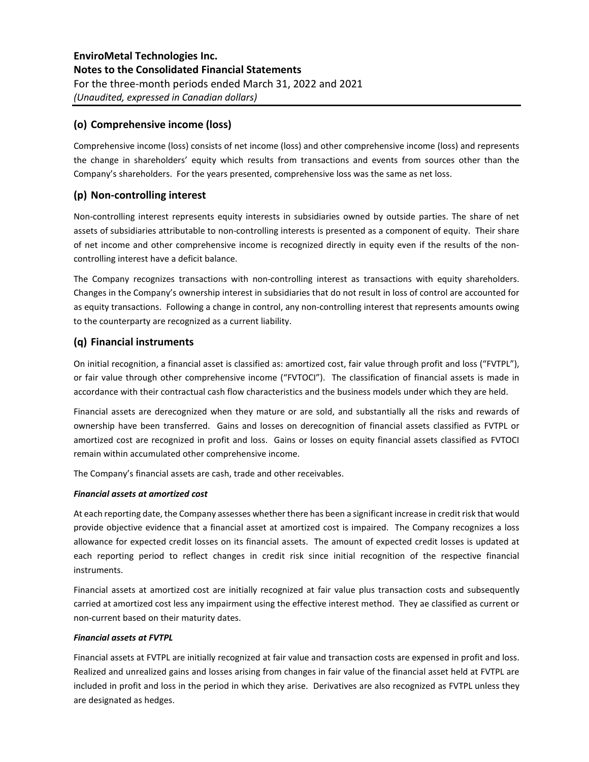## (o) Comprehensive income (loss)

Comprehensive income (loss) consists of net income (loss) and other comprehensive income (loss) and represents the change in shareholders' equity which results from transactions and events from sources other than the Company's shareholders. For the years presented, comprehensive loss was the same as net loss.

## (p) Non-controlling interest

Non-controlling interest represents equity interests in subsidiaries owned by outside parties. The share of net assets of subsidiaries attributable to non-controlling interests is presented as a component of equity. Their share of net income and other comprehensive income is recognized directly in equity even if the results of the non-controlling interest have a deficit balance.

The Company recognizes transactions with non-controlling interest as transactions with equity shareholders. Changes in the Company's ownership interest in subsidiaries that do not result in loss of control are accounted for as equity transactions. Following a change in control, any non-controlling interest that represents amounts owing to the counterparty are recognized as a current liability.

## (q) Financial instruments

On initial recognition, a financial asset is classified as: amortized cost, fair value through profit and loss ("FVTPL"), or fair value through other comprehensive income ("FVTOCI"). The classification of financial assets is made in accordance with their contractual cash flow characteristics and the business models under which they are held.

Financial assets are derecognized when they mature or are sold, and substantially all the risks and rewards of ownership have been transferred. Gains and losses on derecognition of financial assets classified as FVTPL or amortized cost are recognized in profit and loss. Gains or losses on equity financial assets classified as FVTOCI remain within accumulated other comprehensive income.

The Company's financial assets are cash, trade and other receivables.

***Financial assets at amortized cost***

At each reporting date, the Company assesses whether there has been a significant increase in credit risk that would provide objective evidence that a financial asset at amortized cost is impaired. The Company recognizes a loss allowance for expected credit losses on its financial assets. The amount of expected credit losses is updated at each reporting period to reflect changes in credit risk since initial recognition of the respective financial instruments.

Financial assets at amortized cost are initially recognized at fair value plus transaction costs and subsequently carried at amortized cost less any impairment using the effective interest method. They ae classified as current or non-current based on their maturity dates.

***Financial assets at FVTPL***

Financial assets at FVTPL are initially recognized at fair value and transaction costs are expensed in profit and loss. Realized and unrealized gains and losses arising from changes in fair value of the financial asset held at FVTPL are included in profit and loss in the period in which they arise. Derivatives are also recognized as FVTPL unless they are designated as hedges.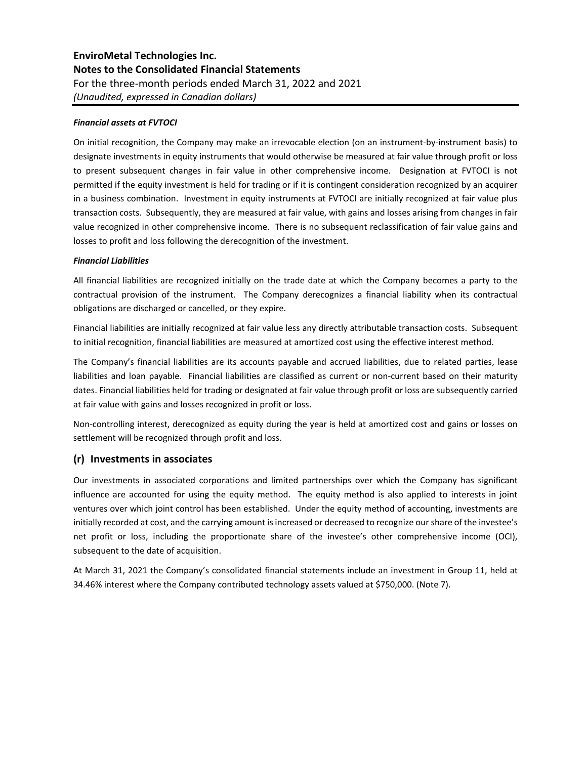***Financial assets at FVTOCI***

On initial recognition, the Company may make an irrevocable election (on an instrument-by-instrument basis) to designate investments in equity instruments that would otherwise be measured at fair value through profit or loss to present subsequent changes in fair value in other comprehensive income. Designation at FVTOCI is not permitted if the equity investment is held for trading or if it is contingent consideration recognized by an acquirer in a business combination. Investment in equity instruments at FVTOCI are initially recognized at fair value plus transaction costs. Subsequently, they are measured at fair value, with gains and losses arising from changes in fair value recognized in other comprehensive income. There is no subsequent reclassification of fair value gains and losses to profit and loss following the derecognition of the investment.

***Financial Liabilities***

All financial liabilities are recognized initially on the trade date at which the Company becomes a party to the contractual provision of the instrument. The Company derecognizes a financial liability when its contractual obligations are discharged or cancelled, or they expire.

Financial liabilities are initially recognized at fair value less any directly attributable transaction costs. Subsequent to initial recognition, financial liabilities are measured at amortized cost using the effective interest method.

The Company's financial liabilities are its accounts payable and accrued liabilities, due to related parties, lease liabilities and loan payable. Financial liabilities are classified as current or non-current based on their maturity dates. Financial liabilities held for trading or designated at fair value through profit or loss are subsequently carried at fair value with gains and losses recognized in profit or loss.

Non-controlling interest, derecognized as equity during the year is held at amortized cost and gains or losses on settlement will be recognized through profit and loss.

## (r) Investments in associates

Our investments in associated corporations and limited partnerships over which the Company has significant influence are accounted for using the equity method. The equity method is also applied to interests in joint ventures over which joint control has been established. Under the equity method of accounting, investments are initially recorded at cost, and the carrying amount is increased or decreased to recognize our share of the investee's net profit or loss, including the proportionate share of the investee's other comprehensive income (OCI), subsequent to the date of acquisition.

At March 31, 2021 the Company's consolidated financial statements include an investment in Group 11, held at 34.46% interest where the Company contributed technology assets valued at $750,000. (Note 7).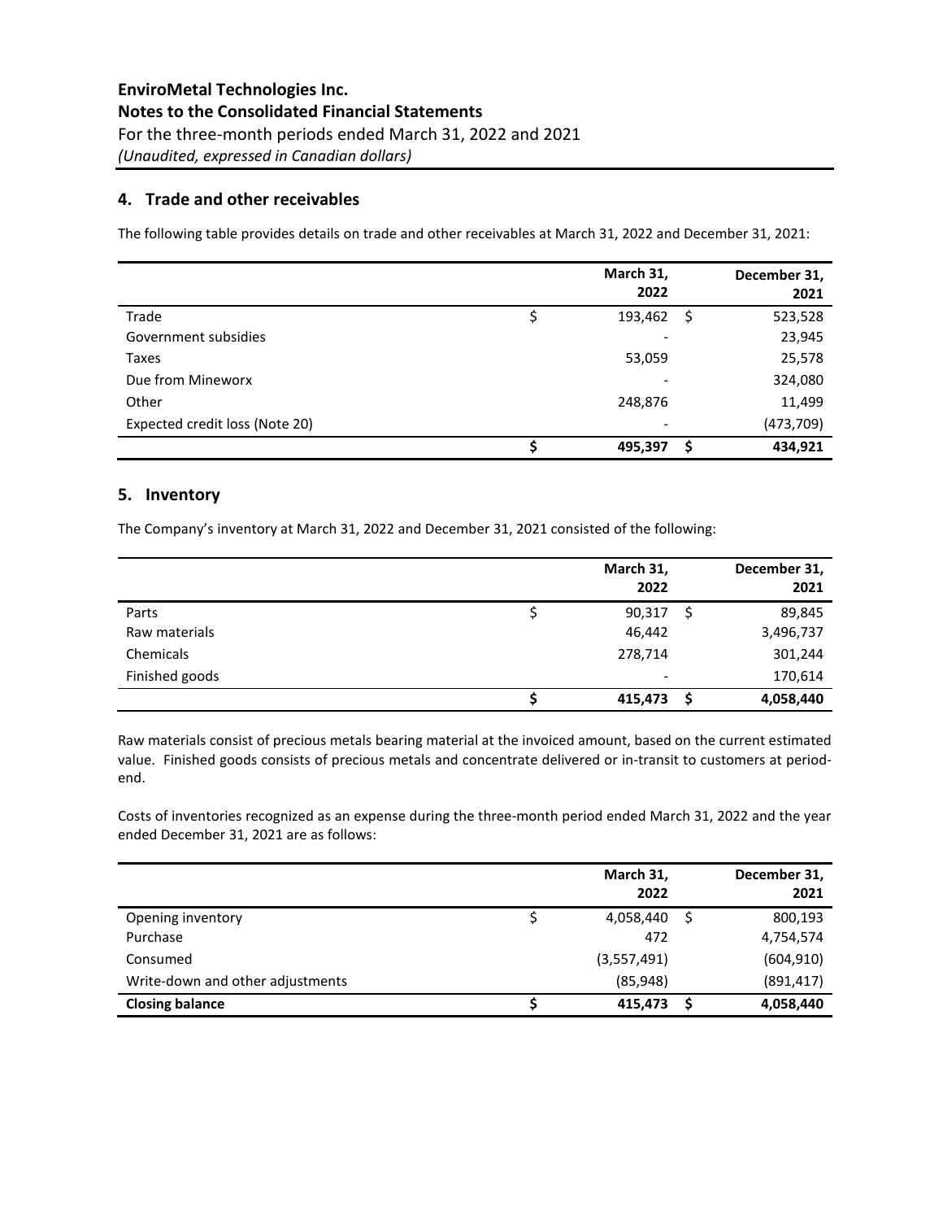## 4. Trade and other receivables

The following table provides details on trade and other receivables at March 31, 2022 and December 31, 2021:

| | March 31, 2022 | December 31, 2021 |
|---|---|---|
| Trade | $ 193,462 | $ 523,528 |
| Government subsidies | - | 23,945 |
| Taxes | 53,059 | 25,578 |
| Due from Mineworx | - | 324,080 |
| Other | 248,876 | 11,499 |
| Expected credit loss (Note 20) | - | (473,709) |
| | **$ 495,397** | **$ 434,921** |

## 5. Inventory

The Company's inventory at March 31, 2022 and December 31, 2021 consisted of the following:

| | March 31, 2022 | December 31, 2021 |
|---|---|---|
| Parts | $ 90,317 | $ 89,845 |
| Raw materials | 46,442 | 3,496,737 |
| Chemicals | 278,714 | 301,244 |
| Finished goods | - | 170,614 |
| | **$ 415,473** | **$ 4,058,440** |

Raw materials consist of precious metals bearing material at the invoiced amount, based on the current estimated value. Finished goods consists of precious metals and concentrate delivered or in-transit to customers at period-end.

Costs of inventories recognized as an expense during the three-month period ended March 31, 2022 and the year ended December 31, 2021 are as follows:

| | March 31, 2022 | December 31, 2021 |
|---|---|---|
| Opening inventory | $ 4,058,440 | $ 800,193 |
| Purchase | 472 | 4,754,574 |
| Consumed | (3,557,491) | (604,910) |
| Write-down and other adjustments | (85,948) | (891,417) |
| **Closing balance** | **$ 415,473** | **$ 4,058,440** |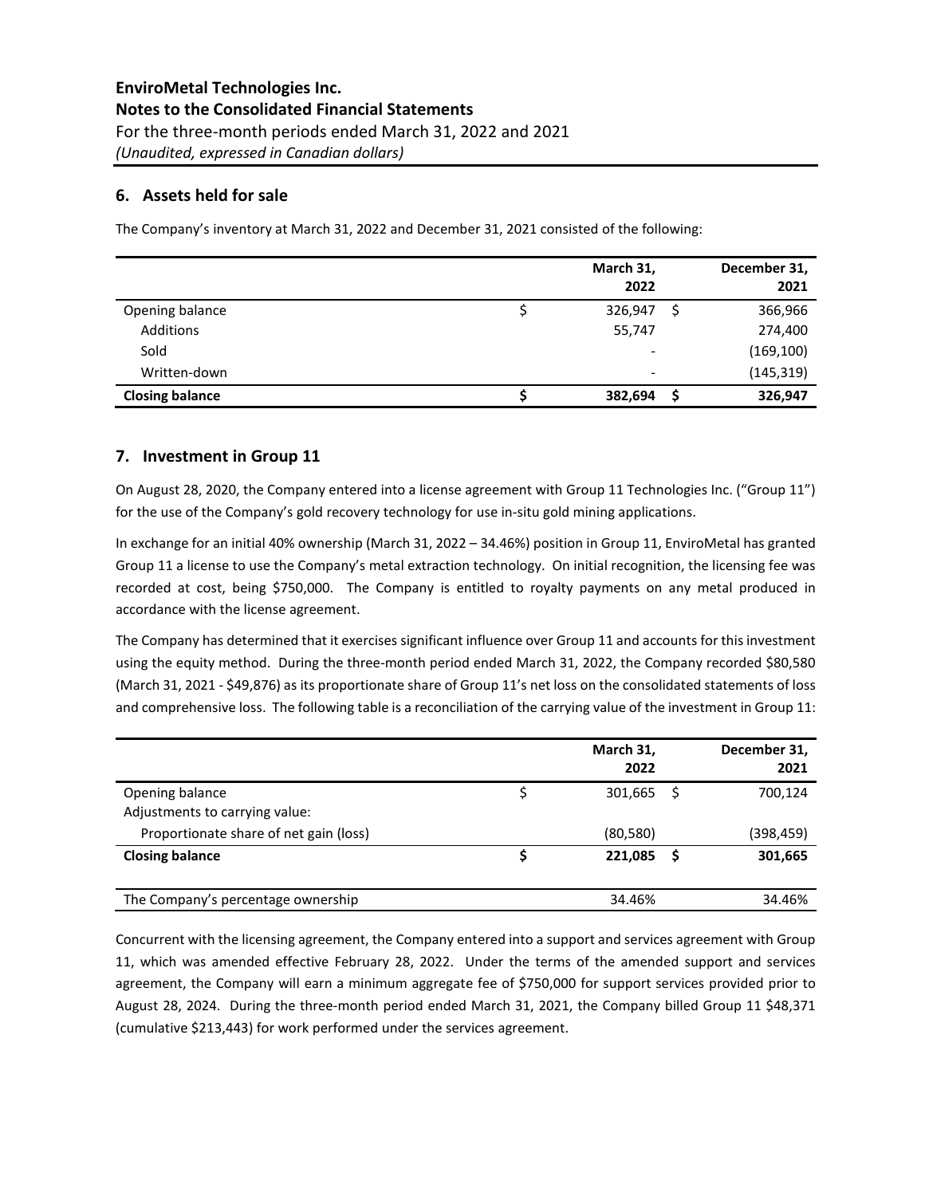## 6. Assets held for sale

The Company's inventory at March 31, 2022 and December 31, 2021 consisted of the following:

| | March 31, 2022 | December 31, 2021 |
|---|---|---|
| Opening balance | $ 326,947 | $ 366,966 |
| Additions | 55,747 | 274,400 |
| Sold | - | (169,100) |
| Written-down | - | (145,319) |
| **Closing balance** | **$ 382,694** | **$ 326,947** |

## 7. Investment in Group 11

On August 28, 2020, the Company entered into a license agreement with Group 11 Technologies Inc. ("Group 11") for the use of the Company's gold recovery technology for use in-situ gold mining applications.

In exchange for an initial 40% ownership (March 31, 2022 – 34.46%) position in Group 11, EnviroMetal has granted Group 11 a license to use the Company's metal extraction technology. On initial recognition, the licensing fee was recorded at cost, being $750,000. The Company is entitled to royalty payments on any metal produced in accordance with the license agreement.

The Company has determined that it exercises significant influence over Group 11 and accounts for this investment using the equity method. During the three-month period ended March 31, 2022, the Company recorded $80,580 (March 31, 2021 - $49,876) as its proportionate share of Group 11's net loss on the consolidated statements of loss and comprehensive loss. The following table is a reconciliation of the carrying value of the investment in Group 11:

| | March 31, 2022 | December 31, 2021 |
|---|---|---|
| Opening balance | $ 301,665 | $ 700,124 |
| Adjustments to carrying value: | | |
| Proportionate share of net gain (loss) | (80,580) | (398,459) |
| **Closing balance** | **$ 221,085** | **$ 301,665** |
| The Company's percentage ownership | 34.46% | 34.46% |

Concurrent with the licensing agreement, the Company entered into a support and services agreement with Group 11, which was amended effective February 28, 2022. Under the terms of the amended support and services agreement, the Company will earn a minimum aggregate fee of $750,000 for support services provided prior to August 28, 2024. During the three-month period ended March 31, 2021, the Company billed Group 11 $48,371 (cumulative $213,443) for work performed under the services agreement.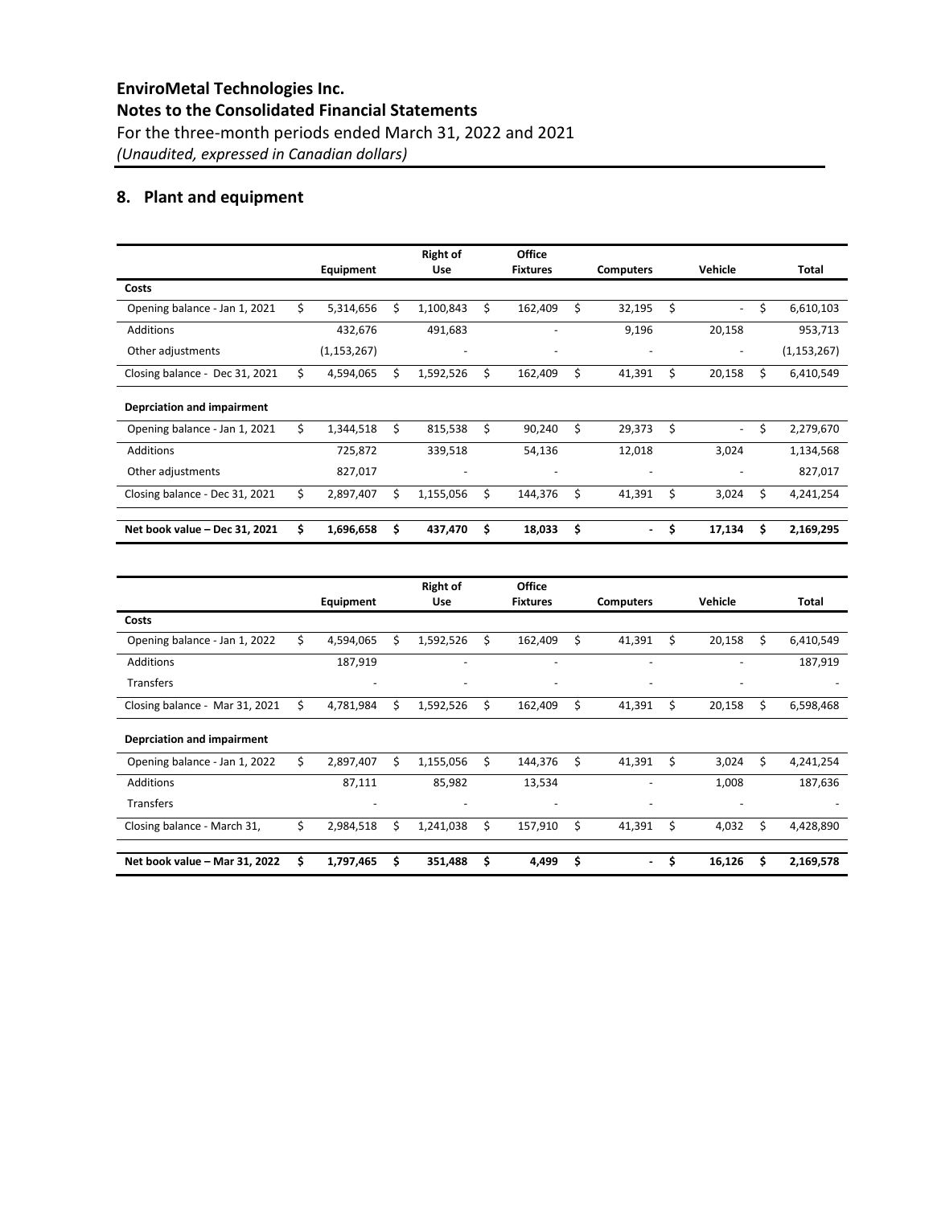## 8. Plant and equipment

| | Equipment | Right of Use | Office Fixtures | Computers | Vehicle | Total |
|---|---|---|---|---|---|---|
| **Costs** | | | | | | |
| Opening balance - Jan 1, 2021 | $ 5,314,656 | $ 1,100,843 | $ 162,409 | $ 32,195 | $ - | $ 6,610,103 |
| Additions | 432,676 | 491,683 | - | 9,196 | 20,158 | 953,713 |
| Other adjustments | (1,153,267) | - | - | - | - | (1,153,267) |
| Closing balance - Dec 31, 2021 | $ 4,594,065 | $ 1,592,526 | $ 162,409 | $ 41,391 | $ 20,158 | $ 6,410,549 |
| **Deprciation and impairment** | | | | | | |
| Opening balance - Jan 1, 2021 | $ 1,344,518 | $ 815,538 | $ 90,240 | $ 29,373 | $ - | $ 2,279,670 |
| Additions | 725,872 | 339,518 | 54,136 | 12,018 | 3,024 | 1,134,568 |
| Other adjustments | 827,017 | - | - | - | - | 827,017 |
| Closing balance - Dec 31, 2021 | $ 2,897,407 | $ 1,155,056 | $ 144,376 | $ 41,391 | $ 3,024 | $ 4,241,254 |
| **Net book value – Dec 31, 2021** | **$ 1,696,658** | **$ 437,470** | **$ 18,033** | **$ -** | **$ 17,134** | **$ 2,169,295** |

| | Equipment | Right of Use | Office Fixtures | Computers | Vehicle | Total |
|---|---|---|---|---|---|---|
| **Costs** | | | | | | |
| Opening balance - Jan 1, 2022 | $ 4,594,065 | $ 1,592,526 | $ 162,409 | $ 41,391 | $ 20,158 | $ 6,410,549 |
| Additions | 187,919 | - | - | - | - | 187,919 |
| Transfers | - | - | - | - | - | - |
| Closing balance - Mar 31, 2021 | $ 4,781,984 | $ 1,592,526 | $ 162,409 | $ 41,391 | $ 20,158 | $ 6,598,468 |
| **Deprciation and impairment** | | | | | | |
| Opening balance - Jan 1, 2022 | $ 2,897,407 | $ 1,155,056 | $ 144,376 | $ 41,391 | $ 3,024 | $ 4,241,254 |
| Additions | 87,111 | 85,982 | 13,534 | - | 1,008 | 187,636 |
| Transfers | - | - | - | - | - | - |
| Closing balance - March 31, | $ 2,984,518 | $ 1,241,038 | $ 157,910 | $ 41,391 | $ 4,032 | $ 4,428,890 |
| **Net book value – Mar 31, 2022** | **$ 1,797,465** | **$ 351,488** | **$ 4,499** | **$ -** | **$ 16,126** | **$ 2,169,578** |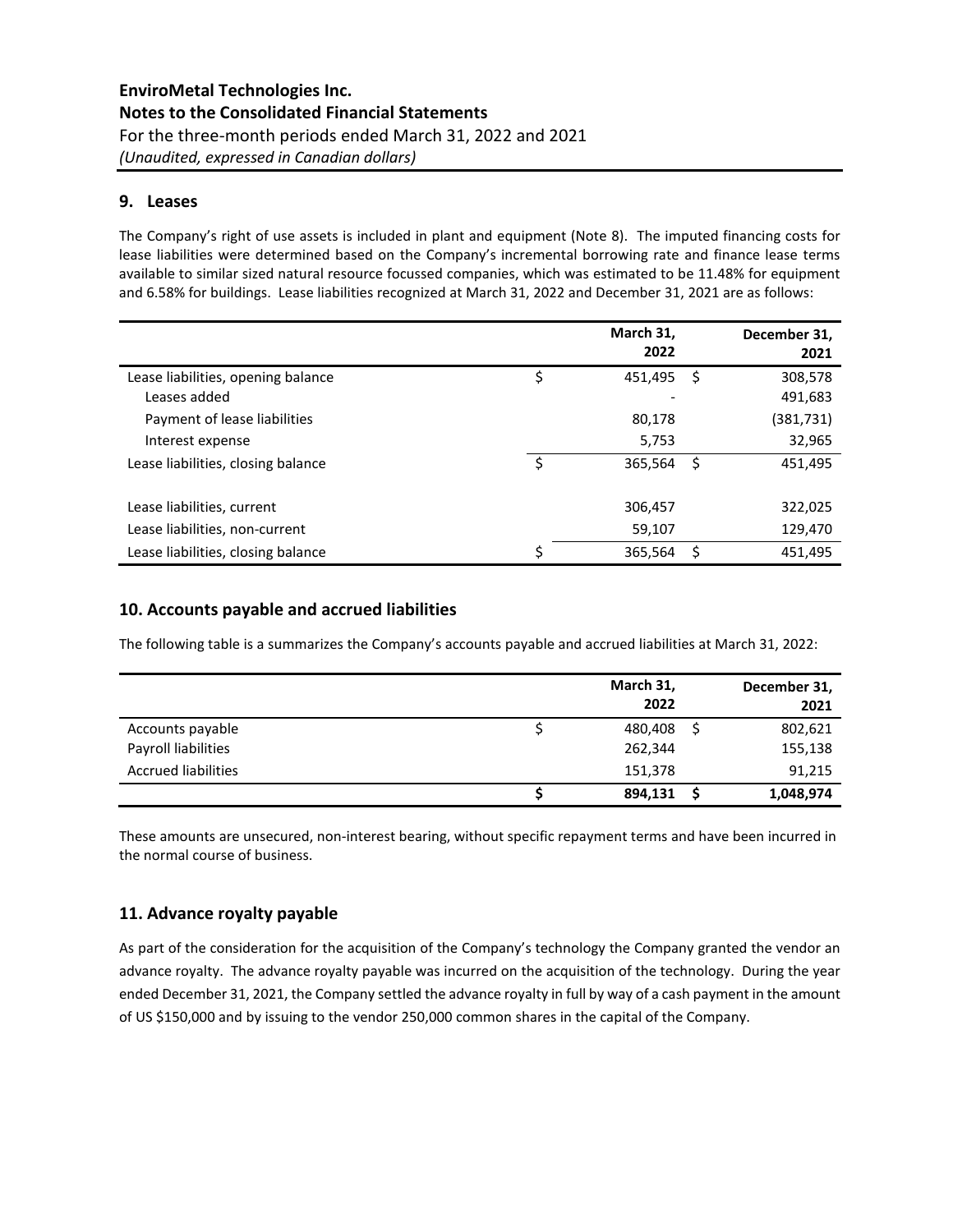**EnviroMetal Technologies Inc.**
**Notes to the Consolidated Financial Statements**
For the three-month periods ended March 31, 2022 and 2021
*(Unaudited, expressed in Canadian dollars)*

## 9. Leases

The Company's right of use assets is included in plant and equipment (Note 8). The imputed financing costs for lease liabilities were determined based on the Company's incremental borrowing rate and finance lease terms available to similar sized natural resource focussed companies, which was estimated to be 11.48% for equipment and 6.58% for buildings. Lease liabilities recognized at March 31, 2022 and December 31, 2021 are as follows:

| | March 31, 2022 | December 31, 2021 |
|---|---|---|
| Lease liabilities, opening balance | $ 451,495 | $ 308,578 |
| Leases added | - | 491,683 |
| Payment of lease liabilities | 80,178 | (381,731) |
| Interest expense | 5,753 | 32,965 |
| Lease liabilities, closing balance | $ 365,564 | $ 451,495 |
| | | |
| Lease liabilities, current | 306,457 | 322,025 |
| Lease liabilities, non-current | 59,107 | 129,470 |
| Lease liabilities, closing balance | $ 365,564 | $ 451,495 |

## 10. Accounts payable and accrued liabilities

The following table is a summarizes the Company's accounts payable and accrued liabilities at March 31, 2022:

| | March 31, 2022 | December 31, 2021 |
|---|---|---|
| Accounts payable | $ 480,408 | $ 802,621 |
| Payroll liabilities | 262,344 | 155,138 |
| Accrued liabilities | 151,378 | 91,215 |
| | **$ 894,131** | **$ 1,048,974** |

These amounts are unsecured, non-interest bearing, without specific repayment terms and have been incurred in the normal course of business.

## 11. Advance royalty payable

As part of the consideration for the acquisition of the Company's technology the Company granted the vendor an advance royalty. The advance royalty payable was incurred on the acquisition of the technology. During the year ended December 31, 2021, the Company settled the advance royalty in full by way of a cash payment in the amount of US $150,000 and by issuing to the vendor 250,000 common shares in the capital of the Company.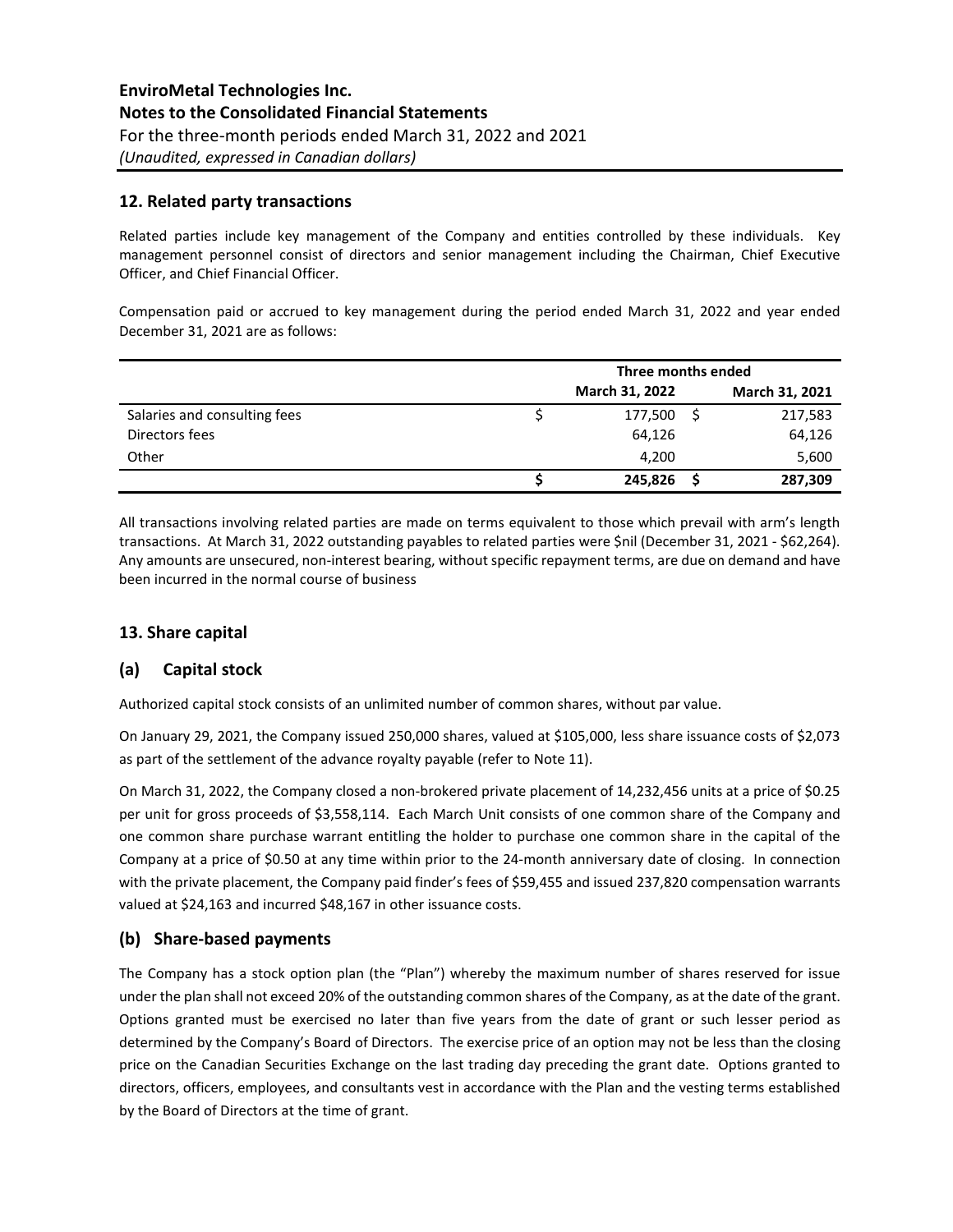# EnviroMetal Technologies Inc.

## Notes to the Consolidated Financial Statements

For the three-month periods ended March 31, 2022 and 2021

*(Unaudited, expressed in Canadian dollars)*

## 12. Related party transactions

Related parties include key management of the Company and entities controlled by these individuals. Key management personnel consist of directors and senior management including the Chairman, Chief Executive Officer, and Chief Financial Officer.

Compensation paid or accrued to key management during the period ended March 31, 2022 and year ended December 31, 2021 are as follows:

| | Three months ended | |
|---|---|---|
| | **March 31, 2022** | **March 31, 2021** |
| Salaries and consulting fees | $ 177,500 | $ 217,583 |
| Directors fees | 64,126 | 64,126 |
| Other | 4,200 | 5,600 |
| | **$ 245,826** | **$ 287,309** |

All transactions involving related parties are made on terms equivalent to those which prevail with arm's length transactions. At March 31, 2022 outstanding payables to related parties were $nil (December 31, 2021 - $62,264). Any amounts are unsecured, non-interest bearing, without specific repayment terms, are due on demand and have been incurred in the normal course of business

## 13. Share capital

### (a) Capital stock

Authorized capital stock consists of an unlimited number of common shares, without par value.

On January 29, 2021, the Company issued 250,000 shares, valued at $105,000, less share issuance costs of $2,073 as part of the settlement of the advance royalty payable (refer to Note 11).

On March 31, 2022, the Company closed a non-brokered private placement of 14,232,456 units at a price of $0.25 per unit for gross proceeds of $3,558,114. Each March Unit consists of one common share of the Company and one common share purchase warrant entitling the holder to purchase one common share in the capital of the Company at a price of $0.50 at any time within prior to the 24-month anniversary date of closing. In connection with the private placement, the Company paid finder's fees of $59,455 and issued 237,820 compensation warrants valued at $24,163 and incurred $48,167 in other issuance costs.

### (b) Share-based payments

The Company has a stock option plan (the "Plan") whereby the maximum number of shares reserved for issue under the plan shall not exceed 20% of the outstanding common shares of the Company, as at the date of the grant. Options granted must be exercised no later than five years from the date of grant or such lesser period as determined by the Company's Board of Directors. The exercise price of an option may not be less than the closing price on the Canadian Securities Exchange on the last trading day preceding the grant date. Options granted to directors, officers, employees, and consultants vest in accordance with the Plan and the vesting terms established by the Board of Directors at the time of grant.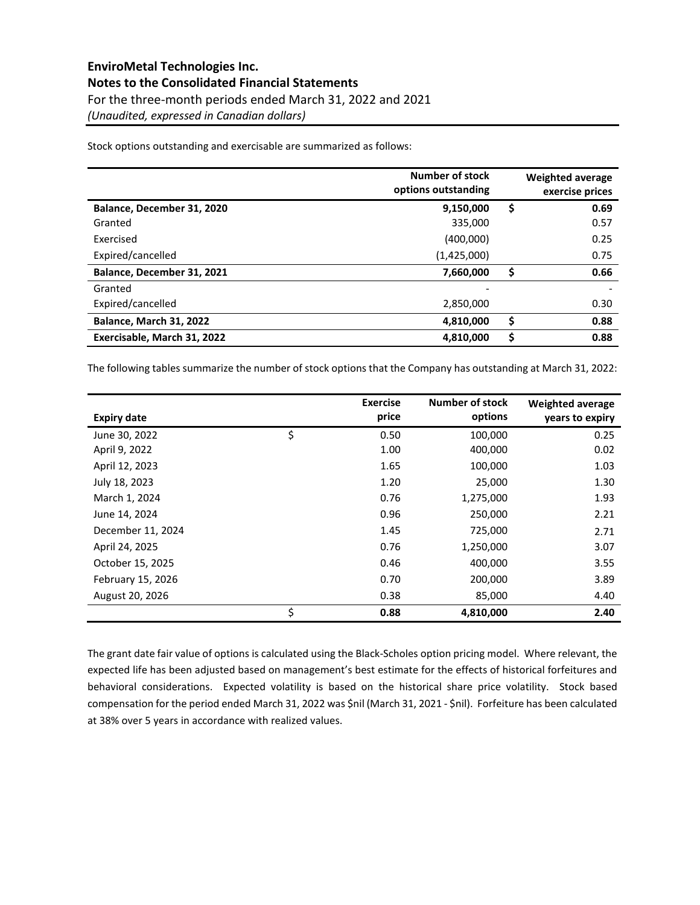Stock options outstanding and exercisable are summarized as follows:

| | Number of stock options outstanding | | Weighted average exercise prices |
|---|---|---|---|
| **Balance, December 31, 2020** | **9,150,000** | **$** | **0.69** |
| Granted | 335,000 | | 0.57 |
| Exercised | (400,000) | | 0.25 |
| Expired/cancelled | (1,425,000) | | 0.75 |
| **Balance, December 31, 2021** | **7,660,000** | **$** | **0.66** |
| Granted | - | | - |
| Expired/cancelled | 2,850,000 | | 0.30 |
| **Balance, March 31, 2022** | **4,810,000** | **$** | **0.88** |
| **Exercisable, March 31, 2022** | **4,810,000** | **$** | **0.88** |

The following tables summarize the number of stock options that the Company has outstanding at March 31, 2022:

| Expiry date | | Exercise price | Number of stock options | Weighted average years to expiry |
|---|---|---|---|---|
| June 30, 2022 | $ | 0.50 | 100,000 | 0.25 |
| April 9, 2022 | | 1.00 | 400,000 | 0.02 |
| April 12, 2023 | | 1.65 | 100,000 | 1.03 |
| July 18, 2023 | | 1.20 | 25,000 | 1.30 |
| March 1, 2024 | | 0.76 | 1,275,000 | 1.93 |
| June 14, 2024 | | 0.96 | 250,000 | 2.21 |
| December 11, 2024 | | 1.45 | 725,000 | 2.71 |
| April 24, 2025 | | 0.76 | 1,250,000 | 3.07 |
| October 15, 2025 | | 0.46 | 400,000 | 3.55 |
| February 15, 2026 | | 0.70 | 200,000 | 3.89 |
| August 20, 2026 | | 0.38 | 85,000 | 4.40 |
| | $ | **0.88** | **4,810,000** | **2.40** |

The grant date fair value of options is calculated using the Black-Scholes option pricing model. Where relevant, the expected life has been adjusted based on management's best estimate for the effects of historical forfeitures and behavioral considerations. Expected volatility is based on the historical share price volatility. Stock based compensation for the period ended March 31, 2022 was $nil (March 31, 2021 - $nil). Forfeiture has been calculated at 38% over 5 years in accordance with realized values.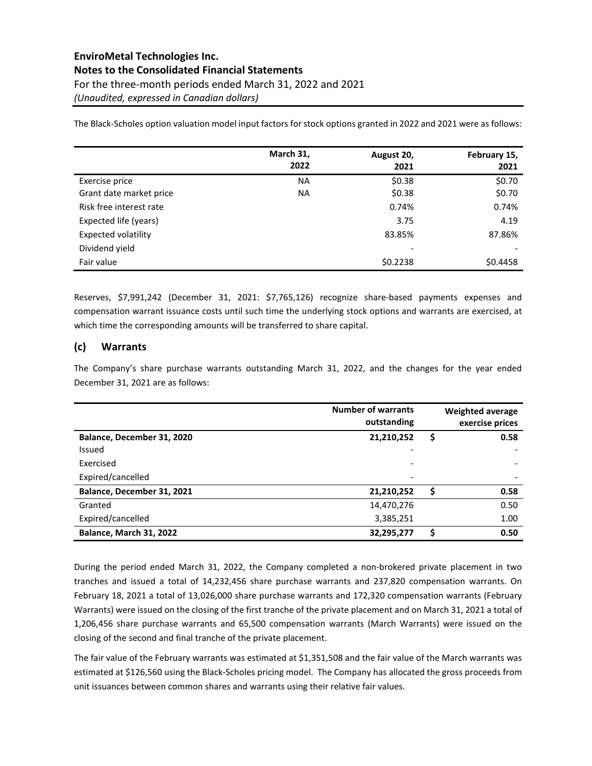The Black-Scholes option valuation model input factors for stock options granted in 2022 and 2021 were as follows:

| | March 31, 2022 | August 20, 2021 | February 15, 2021 |
|---|---|---|---|
| Exercise price | NA | $0.38 | $0.70 |
| Grant date market price | NA | $0.38 | $0.70 |
| Risk free interest rate | | 0.74% | 0.74% |
| Expected life (years) | | 3.75 | 4.19 |
| Expected volatility | | 83.85% | 87.86% |
| Dividend yield | | - | - |
| Fair value | | $0.2238 | $0.4458 |

Reserves, $7,991,242 (December 31, 2021: $7,765,126) recognize share-based payments expenses and compensation warrant issuance costs until such time the underlying stock options and warrants are exercised, at which time the corresponding amounts will be transferred to share capital.

## (c) Warrants

The Company's share purchase warrants outstanding March 31, 2022, and the changes for the year ended December 31, 2021 are as follows:

| | Number of warrants outstanding | | Weighted average exercise prices |
|---|---|---|---|
| **Balance, December 31, 2020** | **21,210,252** | **$** | **0.58** |
| Issued | - | | - |
| Exercised | - | | - |
| Expired/cancelled | - | | - |
| **Balance, December 31, 2021** | **21,210,252** | **$** | **0.58** |
| Granted | 14,470,276 | | 0.50 |
| Expired/cancelled | 3,385,251 | | 1.00 |
| **Balance, March 31, 2022** | **32,295,277** | **$** | **0.50** |

During the period ended March 31, 2022, the Company completed a non-brokered private placement in two tranches and issued a total of 14,232,456 share purchase warrants and 237,820 compensation warrants. On February 18, 2021 a total of 13,026,000 share purchase warrants and 172,320 compensation warrants (February Warrants) were issued on the closing of the first tranche of the private placement and on March 31, 2021 a total of 1,206,456 share purchase warrants and 65,500 compensation warrants (March Warrants) were issued on the closing of the second and final tranche of the private placement.

The fair value of the February warrants was estimated at $1,351,508 and the fair value of the March warrants was estimated at $126,560 using the Black-Scholes pricing model. The Company has allocated the gross proceeds from unit issuances between common shares and warrants using their relative fair values.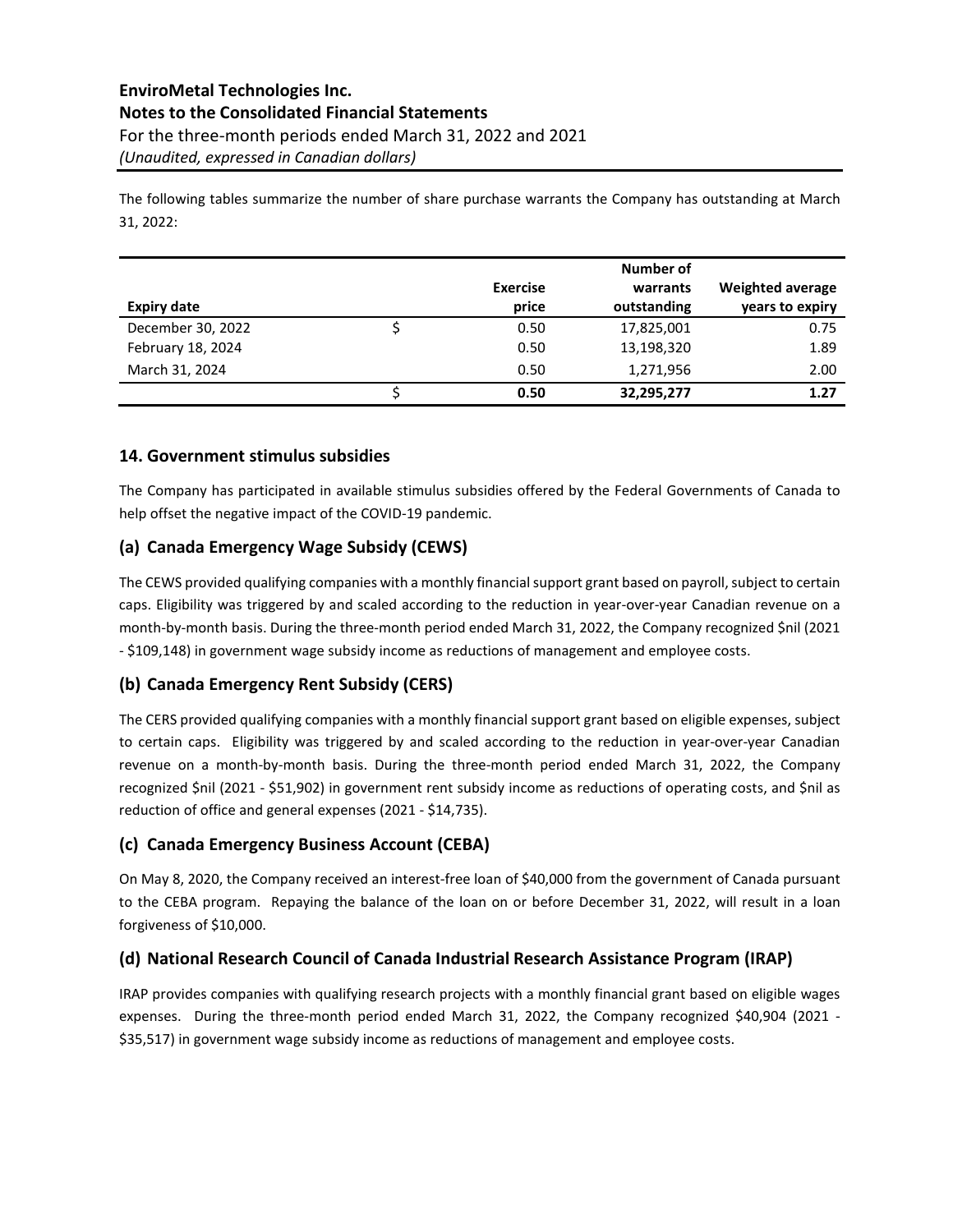The following tables summarize the number of share purchase warrants the Company has outstanding at March 31, 2022:

| Expiry date | | Exercise price | Number of warrants outstanding | Weighted average years to expiry |
|---|---|---|---|---|
| December 30, 2022 | $ | 0.50 | 17,825,001 | 0.75 |
| February 18, 2024 | | 0.50 | 13,198,320 | 1.89 |
| March 31, 2024 | | 0.50 | 1,271,956 | 2.00 |
| | $ | **0.50** | **32,295,277** | **1.27** |

## 14. Government stimulus subsidies

The Company has participated in available stimulus subsidies offered by the Federal Governments of Canada to help offset the negative impact of the COVID-19 pandemic.

### (a) Canada Emergency Wage Subsidy (CEWS)

The CEWS provided qualifying companies with a monthly financial support grant based on payroll, subject to certain caps. Eligibility was triggered by and scaled according to the reduction in year-over-year Canadian revenue on a month-by-month basis. During the three-month period ended March 31, 2022, the Company recognized $nil (2021 - $109,148) in government wage subsidy income as reductions of management and employee costs.

### (b) Canada Emergency Rent Subsidy (CERS)

The CERS provided qualifying companies with a monthly financial support grant based on eligible expenses, subject to certain caps. Eligibility was triggered by and scaled according to the reduction in year-over-year Canadian revenue on a month-by-month basis. During the three-month period ended March 31, 2022, the Company recognized $nil (2021 - $51,902) in government rent subsidy income as reductions of operating costs, and $nil as reduction of office and general expenses (2021 - $14,735).

### (c) Canada Emergency Business Account (CEBA)

On May 8, 2020, the Company received an interest-free loan of $40,000 from the government of Canada pursuant to the CEBA program. Repaying the balance of the loan on or before December 31, 2022, will result in a loan forgiveness of $10,000.

### (d) National Research Council of Canada Industrial Research Assistance Program (IRAP)

IRAP provides companies with qualifying research projects with a monthly financial grant based on eligible wages expenses. During the three-month period ended March 31, 2022, the Company recognized $40,904 (2021 - $35,517) in government wage subsidy income as reductions of management and employee costs.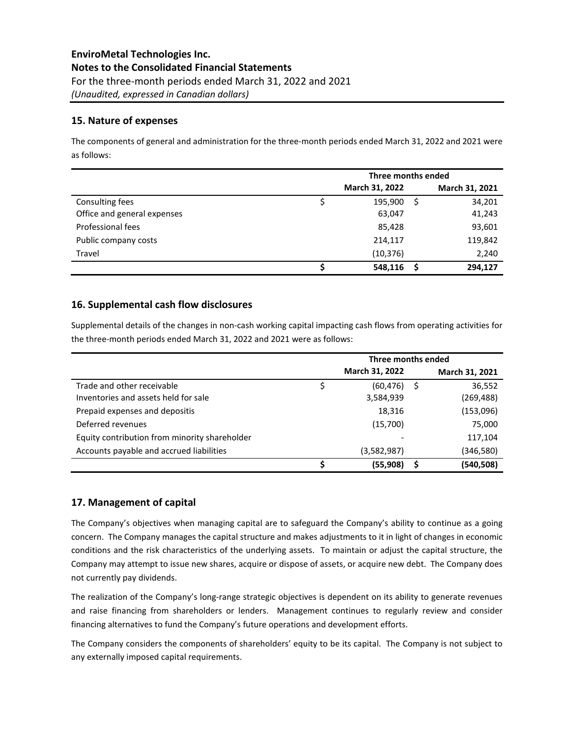## 15. Nature of expenses

The components of general and administration for the three-month periods ended March 31, 2022 and 2021 were as follows:

| | Three months ended | |
|---|---|---|
| | March 31, 2022 | March 31, 2021 |
| Consulting fees | $ 195,900 | $ 34,201 |
| Office and general expenses | 63,047 | 41,243 |
| Professional fees | 85,428 | 93,601 |
| Public company costs | 214,117 | 119,842 |
| Travel | (10,376) | 2,240 |
| | **$ 548,116** | **$ 294,127** |

## 16. Supplemental cash flow disclosures

Supplemental details of the changes in non-cash working capital impacting cash flows from operating activities for the three-month periods ended March 31, 2022 and 2021 were as follows:

| | Three months ended | |
|---|---|---|
| | March 31, 2022 | March 31, 2021 |
| Trade and other receivable | $ (60,476) | $ 36,552 |
| Inventories and assets held for sale | 3,584,939 | (269,488) |
| Prepaid expenses and depositis | 18,316 | (153,096) |
| Deferred revenues | (15,700) | 75,000 |
| Equity contribution from minority shareholder | - | 117,104 |
| Accounts payable and accrued liabilities | (3,582,987) | (346,580) |
| | **$ (55,908)** | **$ (540,508)** |

## 17. Management of capital

The Company's objectives when managing capital are to safeguard the Company's ability to continue as a going concern. The Company manages the capital structure and makes adjustments to it in light of changes in economic conditions and the risk characteristics of the underlying assets. To maintain or adjust the capital structure, the Company may attempt to issue new shares, acquire or dispose of assets, or acquire new debt. The Company does not currently pay dividends.

The realization of the Company's long-range strategic objectives is dependent on its ability to generate revenues and raise financing from shareholders or lenders. Management continues to regularly review and consider financing alternatives to fund the Company's future operations and development efforts.

The Company considers the components of shareholders' equity to be its capital. The Company is not subject to any externally imposed capital requirements.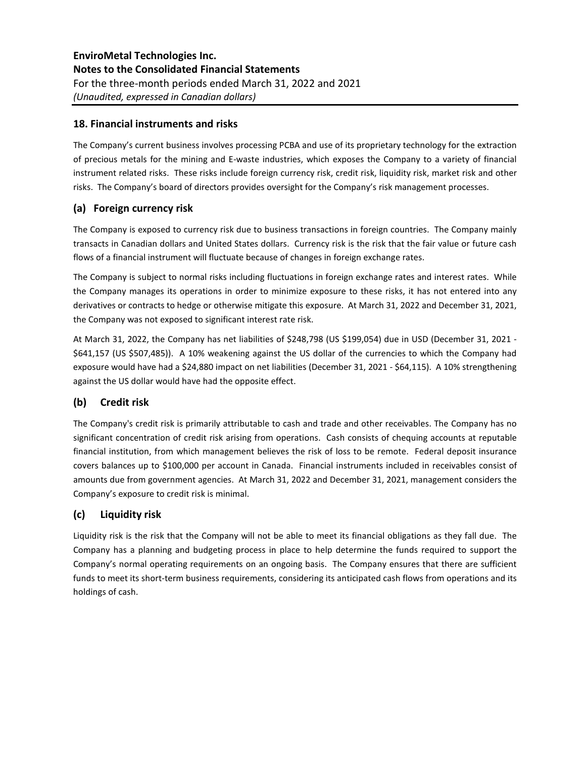## 18. Financial instruments and risks

The Company's current business involves processing PCBA and use of its proprietary technology for the extraction of precious metals for the mining and E-waste industries, which exposes the Company to a variety of financial instrument related risks. These risks include foreign currency risk, credit risk, liquidity risk, market risk and other risks. The Company's board of directors provides oversight for the Company's risk management processes.

### (a) Foreign currency risk

The Company is exposed to currency risk due to business transactions in foreign countries. The Company mainly transacts in Canadian dollars and United States dollars. Currency risk is the risk that the fair value or future cash flows of a financial instrument will fluctuate because of changes in foreign exchange rates.

The Company is subject to normal risks including fluctuations in foreign exchange rates and interest rates. While the Company manages its operations in order to minimize exposure to these risks, it has not entered into any derivatives or contracts to hedge or otherwise mitigate this exposure. At March 31, 2022 and December 31, 2021, the Company was not exposed to significant interest rate risk.

At March 31, 2022, the Company has net liabilities of $248,798 (US $199,054) due in USD (December 31, 2021 - $641,157 (US $507,485)). A 10% weakening against the US dollar of the currencies to which the Company had exposure would have had a $24,880 impact on net liabilities (December 31, 2021 - $64,115). A 10% strengthening against the US dollar would have had the opposite effect.

### (b) Credit risk

The Company's credit risk is primarily attributable to cash and trade and other receivables. The Company has no significant concentration of credit risk arising from operations. Cash consists of chequing accounts at reputable financial institution, from which management believes the risk of loss to be remote. Federal deposit insurance covers balances up to $100,000 per account in Canada. Financial instruments included in receivables consist of amounts due from government agencies. At March 31, 2022 and December 31, 2021, management considers the Company's exposure to credit risk is minimal.

### (c) Liquidity risk

Liquidity risk is the risk that the Company will not be able to meet its financial obligations as they fall due. The Company has a planning and budgeting process in place to help determine the funds required to support the Company's normal operating requirements on an ongoing basis. The Company ensures that there are sufficient funds to meet its short-term business requirements, considering its anticipated cash flows from operations and its holdings of cash.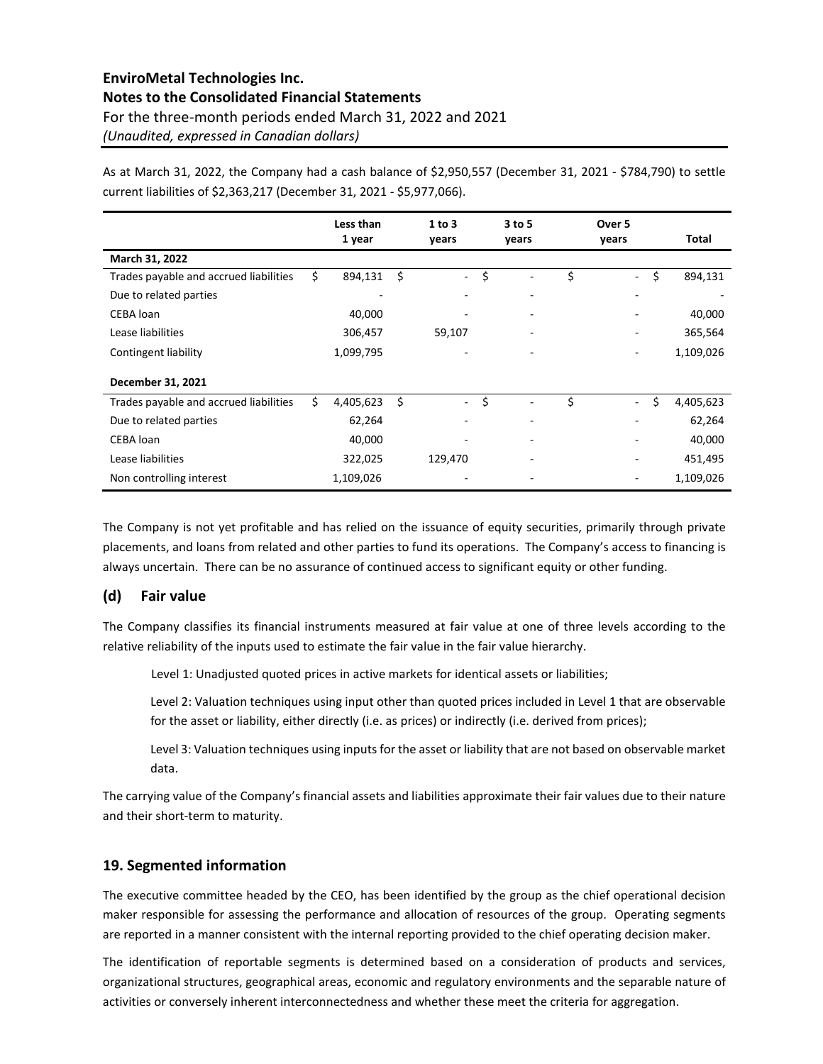As at March 31, 2022, the Company had a cash balance of \$2,950,557 (December 31, 2021 - \$784,790) to settle current liabilities of \$2,363,217 (December 31, 2021 - \$5,977,066).

| | Less than 1 year | 1 to 3 years | 3 to 5 years | Over 5 years | Total |
|---|---|---|---|---|---|
| **March 31, 2022** | | | | | |
| Trades payable and accrued liabilities | \$ 894,131 | \$ - | \$ - | \$ - | \$ 894,131 |
| Due to related parties | - | - | - | - | - |
| CEBA loan | 40,000 | - | - | - | 40,000 |
| Lease liabilities | 306,457 | 59,107 | - | - | 365,564 |
| Contingent liability | 1,099,795 | - | - | - | 1,109,026 |
| **December 31, 2021** | | | | | |
| Trades payable and accrued liabilities | \$ 4,405,623 | \$ - | \$ - | \$ - | \$ 4,405,623 |
| Due to related parties | 62,264 | - | - | - | 62,264 |
| CEBA loan | 40,000 | - | - | - | 40,000 |
| Lease liabilities | 322,025 | 129,470 | - | - | 451,495 |
| Non controlling interest | 1,109,026 | - | - | - | 1,109,026 |

The Company is not yet profitable and has relied on the issuance of equity securities, primarily through private placements, and loans from related and other parties to fund its operations. The Company's access to financing is always uncertain. There can be no assurance of continued access to significant equity or other funding.

### (d) Fair value

The Company classifies its financial instruments measured at fair value at one of three levels according to the relative reliability of the inputs used to estimate the fair value in the fair value hierarchy.

Level 1: Unadjusted quoted prices in active markets for identical assets or liabilities;

Level 2: Valuation techniques using input other than quoted prices included in Level 1 that are observable for the asset or liability, either directly (i.e. as prices) or indirectly (i.e. derived from prices);

Level 3: Valuation techniques using inputs for the asset or liability that are not based on observable market data.

The carrying value of the Company's financial assets and liabilities approximate their fair values due to their nature and their short-term to maturity.

## 19. Segmented information

The executive committee headed by the CEO, has been identified by the group as the chief operational decision maker responsible for assessing the performance and allocation of resources of the group. Operating segments are reported in a manner consistent with the internal reporting provided to the chief operating decision maker.

The identification of reportable segments is determined based on a consideration of products and services, organizational structures, geographical areas, economic and regulatory environments and the separable nature of activities or conversely inherent interconnectedness and whether these meet the criteria for aggregation.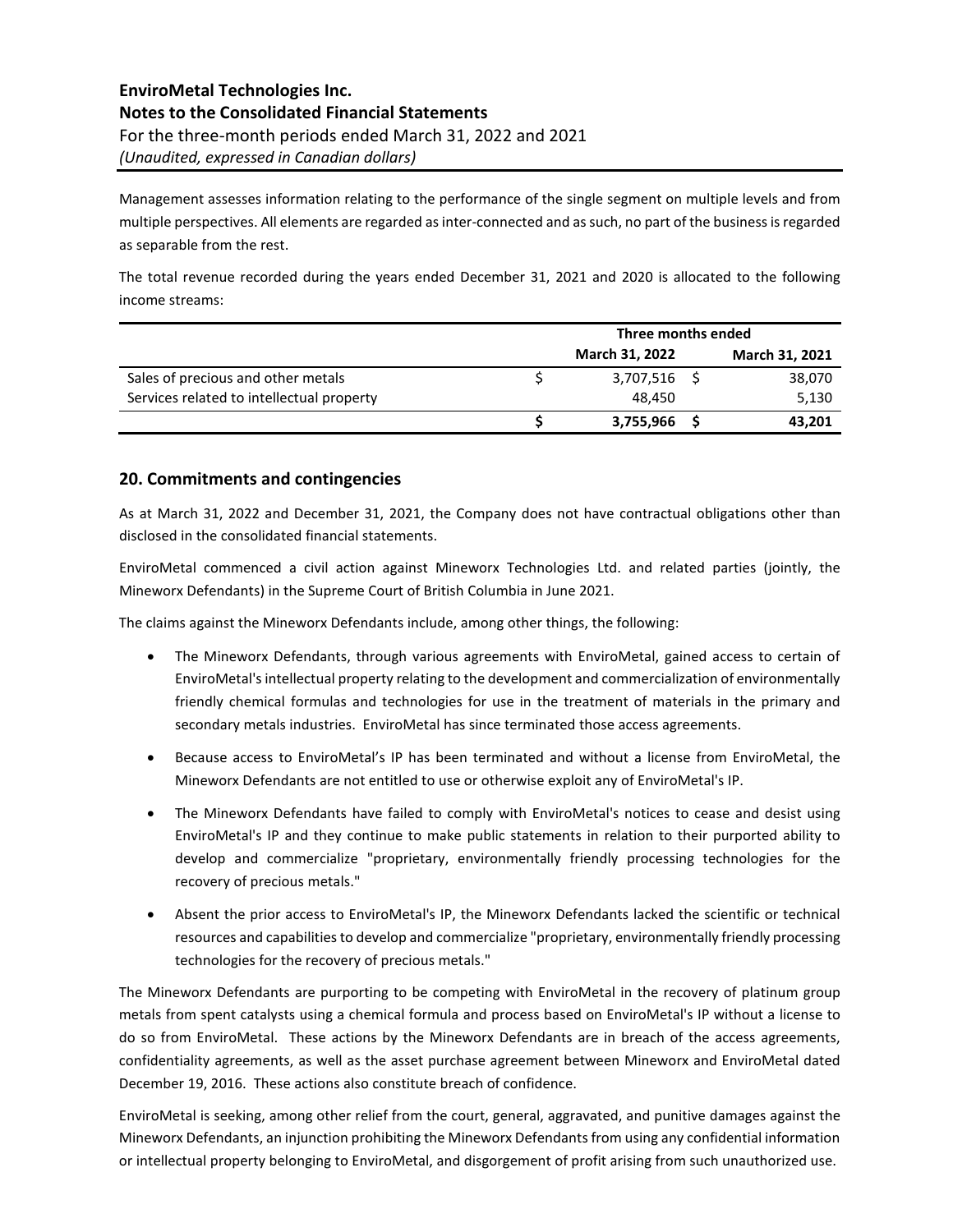Management assesses information relating to the performance of the single segment on multiple levels and from multiple perspectives. All elements are regarded as inter-connected and as such, no part of the business is regarded as separable from the rest.

The total revenue recorded during the years ended December 31, 2021 and 2020 is allocated to the following income streams:

| | Three months ended | |
|---|---|---|
| | March 31, 2022 | March 31, 2021 |
| Sales of precious and other metals | $ 3,707,516 | $ 38,070 |
| Services related to intellectual property | 48,450 | 5,130 |
| | **$ 3,755,966** | **$ 43,201** |

## 20. Commitments and contingencies

As at March 31, 2022 and December 31, 2021, the Company does not have contractual obligations other than disclosed in the consolidated financial statements.

EnviroMetal commenced a civil action against Mineworx Technologies Ltd. and related parties (jointly, the Mineworx Defendants) in the Supreme Court of British Columbia in June 2021.

The claims against the Mineworx Defendants include, among other things, the following:

- The Mineworx Defendants, through various agreements with EnviroMetal, gained access to certain of EnviroMetal's intellectual property relating to the development and commercialization of environmentally friendly chemical formulas and technologies for use in the treatment of materials in the primary and secondary metals industries. EnviroMetal has since terminated those access agreements.
- Because access to EnviroMetal's IP has been terminated and without a license from EnviroMetal, the Mineworx Defendants are not entitled to use or otherwise exploit any of EnviroMetal's IP.
- The Mineworx Defendants have failed to comply with EnviroMetal's notices to cease and desist using EnviroMetal's IP and they continue to make public statements in relation to their purported ability to develop and commercialize "proprietary, environmentally friendly processing technologies for the recovery of precious metals."
- Absent the prior access to EnviroMetal's IP, the Mineworx Defendants lacked the scientific or technical resources and capabilities to develop and commercialize "proprietary, environmentally friendly processing technologies for the recovery of precious metals."

The Mineworx Defendants are purporting to be competing with EnviroMetal in the recovery of platinum group metals from spent catalysts using a chemical formula and process based on EnviroMetal's IP without a license to do so from EnviroMetal. These actions by the Mineworx Defendants are in breach of the access agreements, confidentiality agreements, as well as the asset purchase agreement between Mineworx and EnviroMetal dated December 19, 2016. These actions also constitute breach of confidence.

EnviroMetal is seeking, among other relief from the court, general, aggravated, and punitive damages against the Mineworx Defendants, an injunction prohibiting the Mineworx Defendants from using any confidential information or intellectual property belonging to EnviroMetal, and disgorgement of profit arising from such unauthorized use.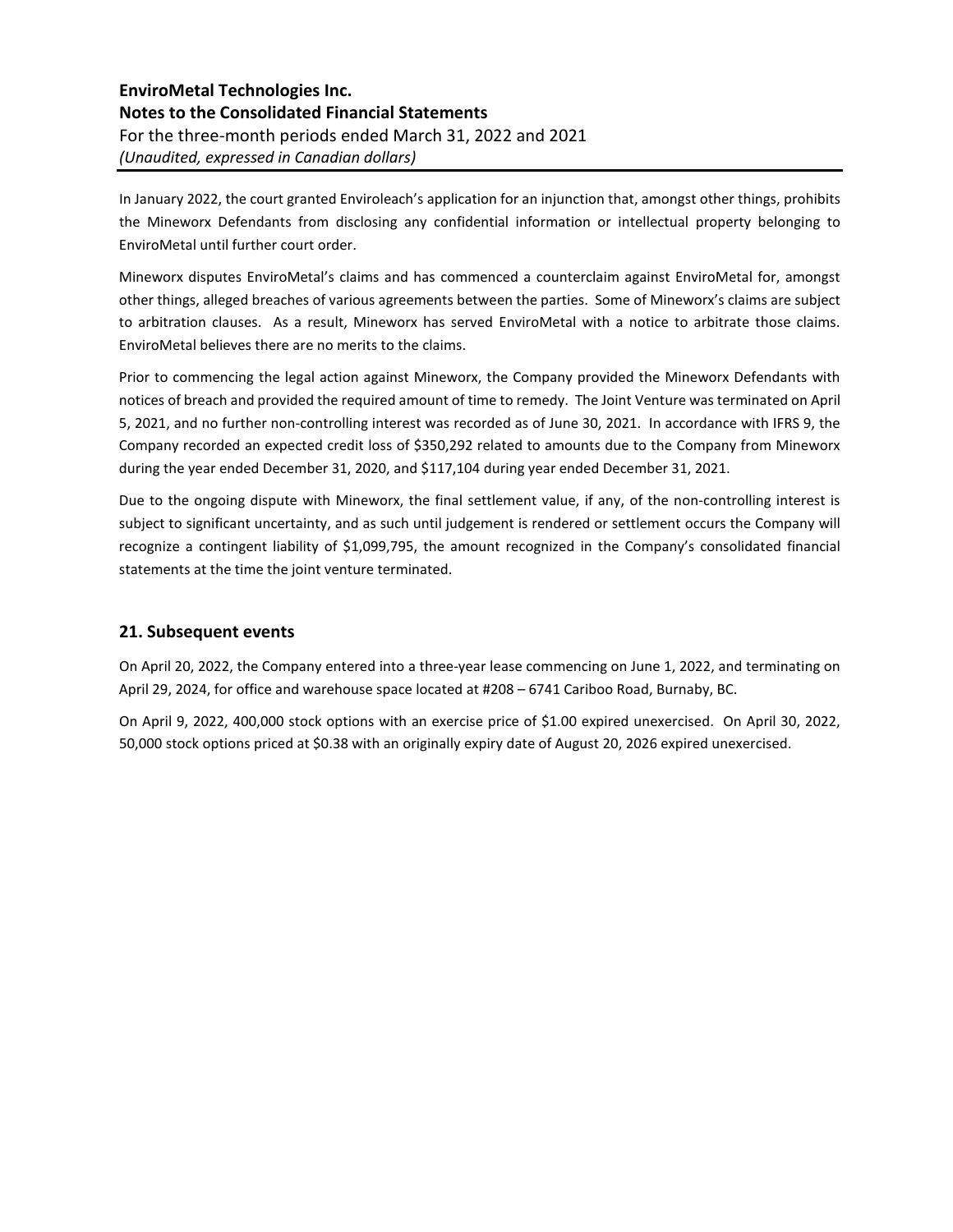In January 2022, the court granted Enviroleach's application for an injunction that, amongst other things, prohibits the Mineworx Defendants from disclosing any confidential information or intellectual property belonging to EnviroMetal until further court order.

Mineworx disputes EnviroMetal's claims and has commenced a counterclaim against EnviroMetal for, amongst other things, alleged breaches of various agreements between the parties. Some of Mineworx's claims are subject to arbitration clauses. As a result, Mineworx has served EnviroMetal with a notice to arbitrate those claims. EnviroMetal believes there are no merits to the claims.

Prior to commencing the legal action against Mineworx, the Company provided the Mineworx Defendants with notices of breach and provided the required amount of time to remedy. The Joint Venture was terminated on April 5, 2021, and no further non-controlling interest was recorded as of June 30, 2021. In accordance with IFRS 9, the Company recorded an expected credit loss of $350,292 related to amounts due to the Company from Mineworx during the year ended December 31, 2020, and $117,104 during year ended December 31, 2021.

Due to the ongoing dispute with Mineworx, the final settlement value, if any, of the non-controlling interest is subject to significant uncertainty, and as such until judgement is rendered or settlement occurs the Company will recognize a contingent liability of $1,099,795, the amount recognized in the Company's consolidated financial statements at the time the joint venture terminated.

## 21. Subsequent events

On April 20, 2022, the Company entered into a three-year lease commencing on June 1, 2022, and terminating on April 29, 2024, for office and warehouse space located at #208 – 6741 Cariboo Road, Burnaby, BC.

On April 9, 2022, 400,000 stock options with an exercise price of $1.00 expired unexercised. On April 30, 2022, 50,000 stock options priced at $0.38 with an originally expiry date of August 20, 2026 expired unexercised.